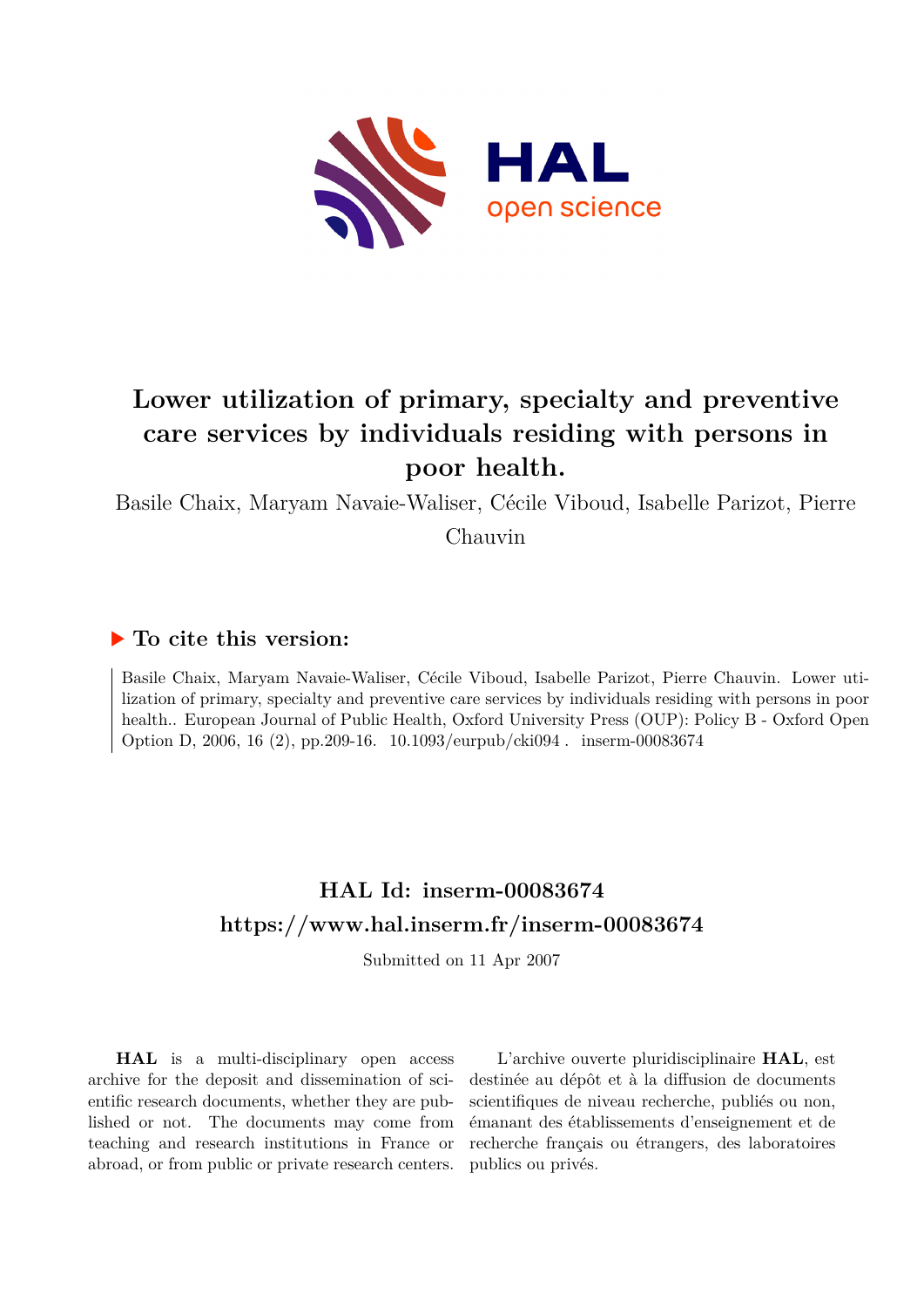# Lower utilization of primary, specialty and preventive care services by individuals residing with persons in poor health.

Basile Chaix, Maryam Navaie-Waliser, Cécile Viboud, Isabelle Parizot, Pierre Chauvin

## ▶ To cite this version:

Basile Chaix, Maryam Navaie-Waliser, Cécile Viboud, Isabelle Parizot, Pierre Chauvin. Lower utilization of primary, specialty and preventive care services by individuals residing with persons in poor health.. European Journal of Public Health, Oxford University Press (OUP): Policy B - Oxford Open Option D, 2006, 16 (2), pp.209-16. 10.1093/eurpub/cki094 . inserm-00083674

## HAL Id: inserm-00083674

## https://www.hal.inserm.fr/inserm-00083674

Submitted on 11 Apr 2007

**HAL** is a multi-disciplinary open access archive for the deposit and dissemination of scientific research documents, whether they are published or not. The documents may come from teaching and research institutions in France or abroad, or from public or private research centers.

L'archive ouverte pluridisciplinaire **HAL**, est destinée au dépôt et à la diffusion de documents scientifiques de niveau recherche, publiés ou non, émanant des établissements d'enseignement et de recherche français ou étrangers, des laboratoires publics ou privés.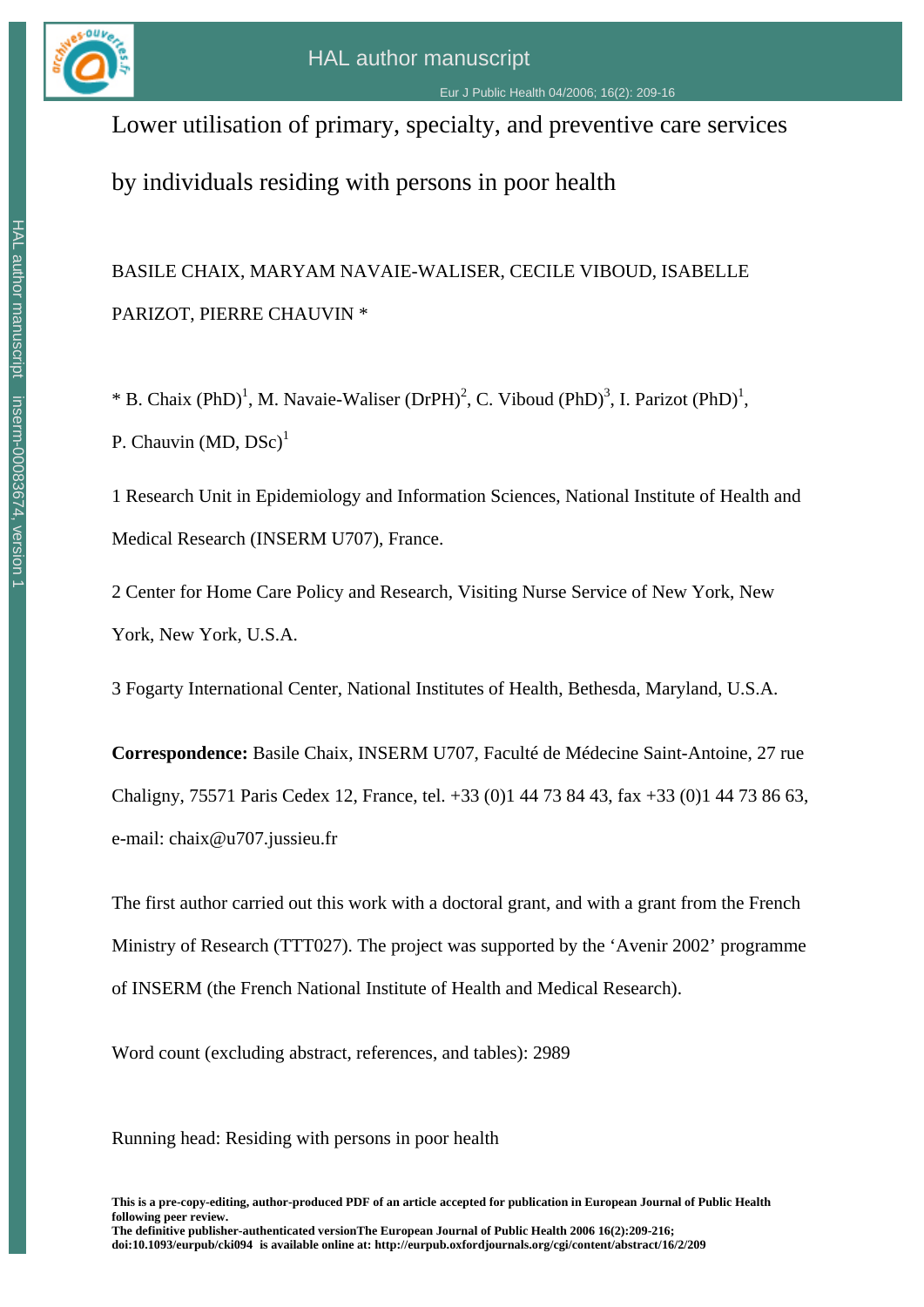# Lower utilisation of primary, specialty, and preventive care services by individuals residing with persons in poor health

BASILE CHAIX, MARYAM NAVAIE-WALISER, CECILE VIBOUD, ISABELLE PARIZOT, PIERRE CHAUVIN *

* B. Chaix (PhD)[1], M. Navaie-Waliser (DrPH)[2], C. Viboud (PhD)[3], I. Parizot (PhD)[1], P. Chauvin (MD, DSc)[1]

1 Research Unit in Epidemiology and Information Sciences, National Institute of Health and Medical Research (INSERM U707), France.

2 Center for Home Care Policy and Research, Visiting Nurse Service of New York, New York, New York, U.S.A.

3 Fogarty International Center, National Institutes of Health, Bethesda, Maryland, U.S.A.

**Correspondence:** Basile Chaix, INSERM U707, Faculté de Médecine Saint-Antoine, 27 rue Chaligny, 75571 Paris Cedex 12, France, tel. +33 (0)1 44 73 84 43, fax +33 (0)1 44 73 86 63, e-mail: chaix@u707.jussieu.fr

The first author carried out this work with a doctoral grant, and with a grant from the French Ministry of Research (TTT027). The project was supported by the 'Avenir 2002' programme of INSERM (the French National Institute of Health and Medical Research).

Word count (excluding abstract, references, and tables): 2989

Running head: Residing with persons in poor health

**This is a pre-copy-editing, author-produced PDF of an article accepted for publication in European Journal of Public Health following peer review.**
**The definitive publisher-authenticated versionThe European Journal of Public Health 2006 16(2):209-216; doi:10.1093/eurpub/cki094 is available online at: http://eurpub.oxfordjournals.org/cgi/content/abstract/16/2/209**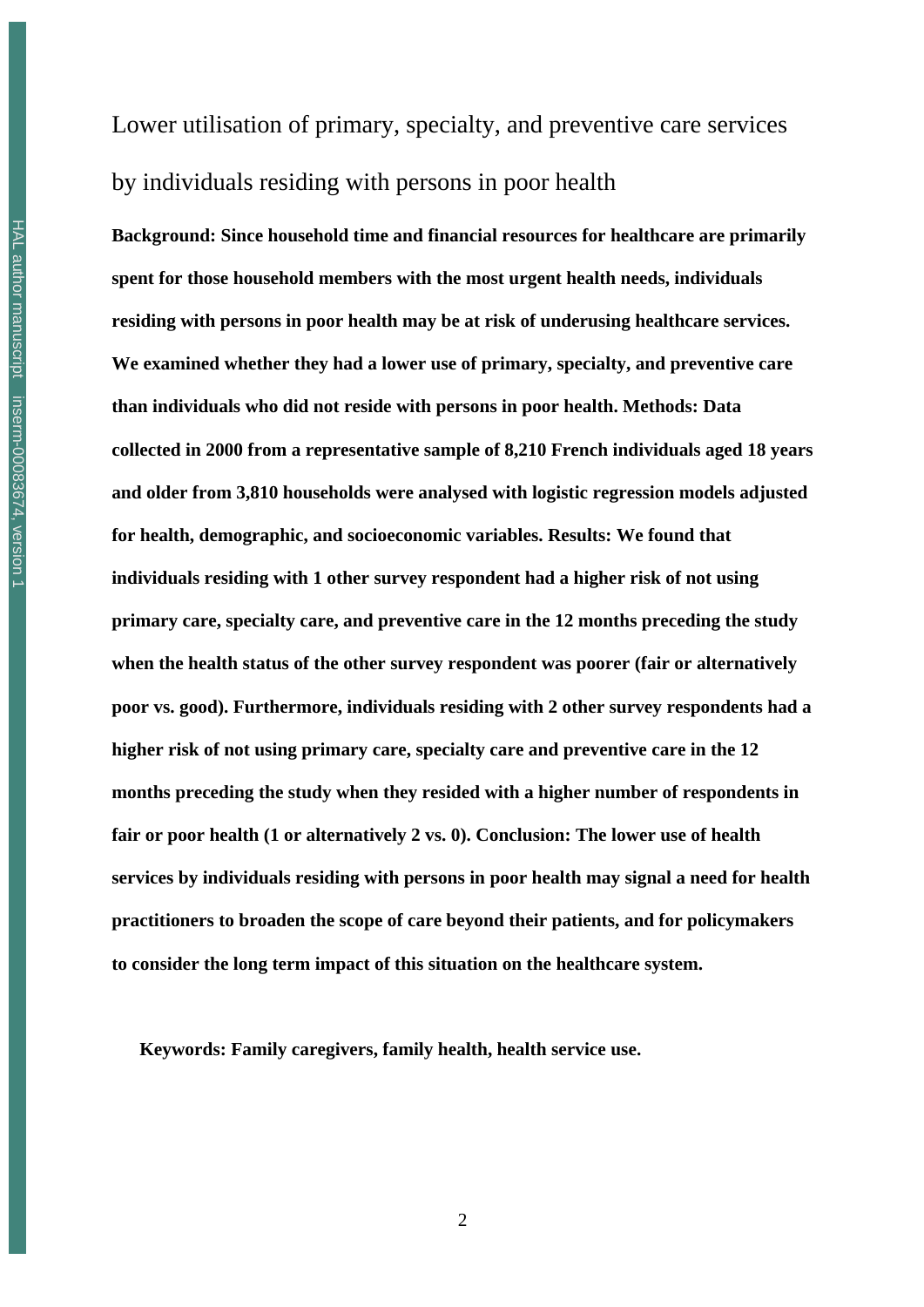# Lower utilisation of primary, specialty, and preventive care services by individuals residing with persons in poor health

**Background: Since household time and financial resources for healthcare are primarily spent for those household members with the most urgent health needs, individuals residing with persons in poor health may be at risk of underusing healthcare services. We examined whether they had a lower use of primary, specialty, and preventive care than individuals who did not reside with persons in poor health. Methods: Data collected in 2000 from a representative sample of 8,210 French individuals aged 18 years and older from 3,810 households were analysed with logistic regression models adjusted for health, demographic, and socioeconomic variables. Results: We found that individuals residing with 1 other survey respondent had a higher risk of not using primary care, specialty care, and preventive care in the 12 months preceding the study when the health status of the other survey respondent was poorer (fair or alternatively poor vs. good). Furthermore, individuals residing with 2 other survey respondents had a higher risk of not using primary care, specialty care and preventive care in the 12 months preceding the study when they resided with a higher number of respondents in fair or poor health (1 or alternatively 2 vs. 0). Conclusion: The lower use of health services by individuals residing with persons in poor health may signal a need for health practitioners to broaden the scope of care beyond their patients, and for policymakers to consider the long term impact of this situation on the healthcare system.**

**Keywords: Family caregivers, family health, health service use.**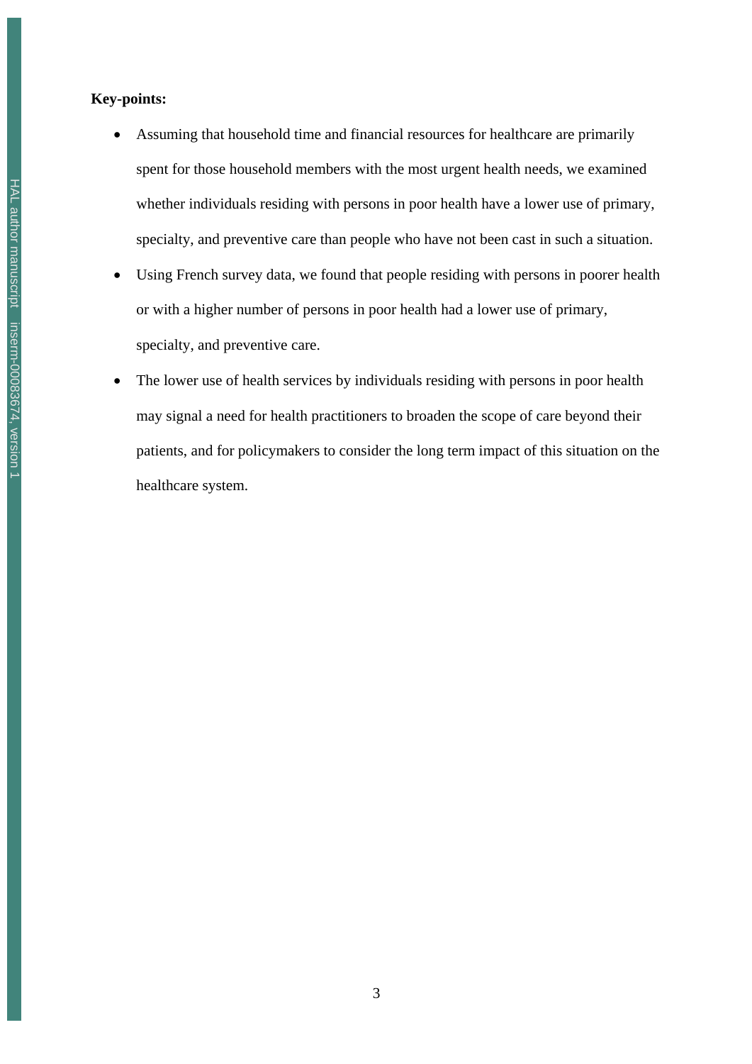**Key-points:**

- Assuming that household time and financial resources for healthcare are primarily spent for those household members with the most urgent health needs, we examined whether individuals residing with persons in poor health have a lower use of primary, specialty, and preventive care than people who have not been cast in such a situation.
- Using French survey data, we found that people residing with persons in poorer health or with a higher number of persons in poor health had a lower use of primary, specialty, and preventive care.
- The lower use of health services by individuals residing with persons in poor health may signal a need for health practitioners to broaden the scope of care beyond their patients, and for policymakers to consider the long term impact of this situation on the healthcare system.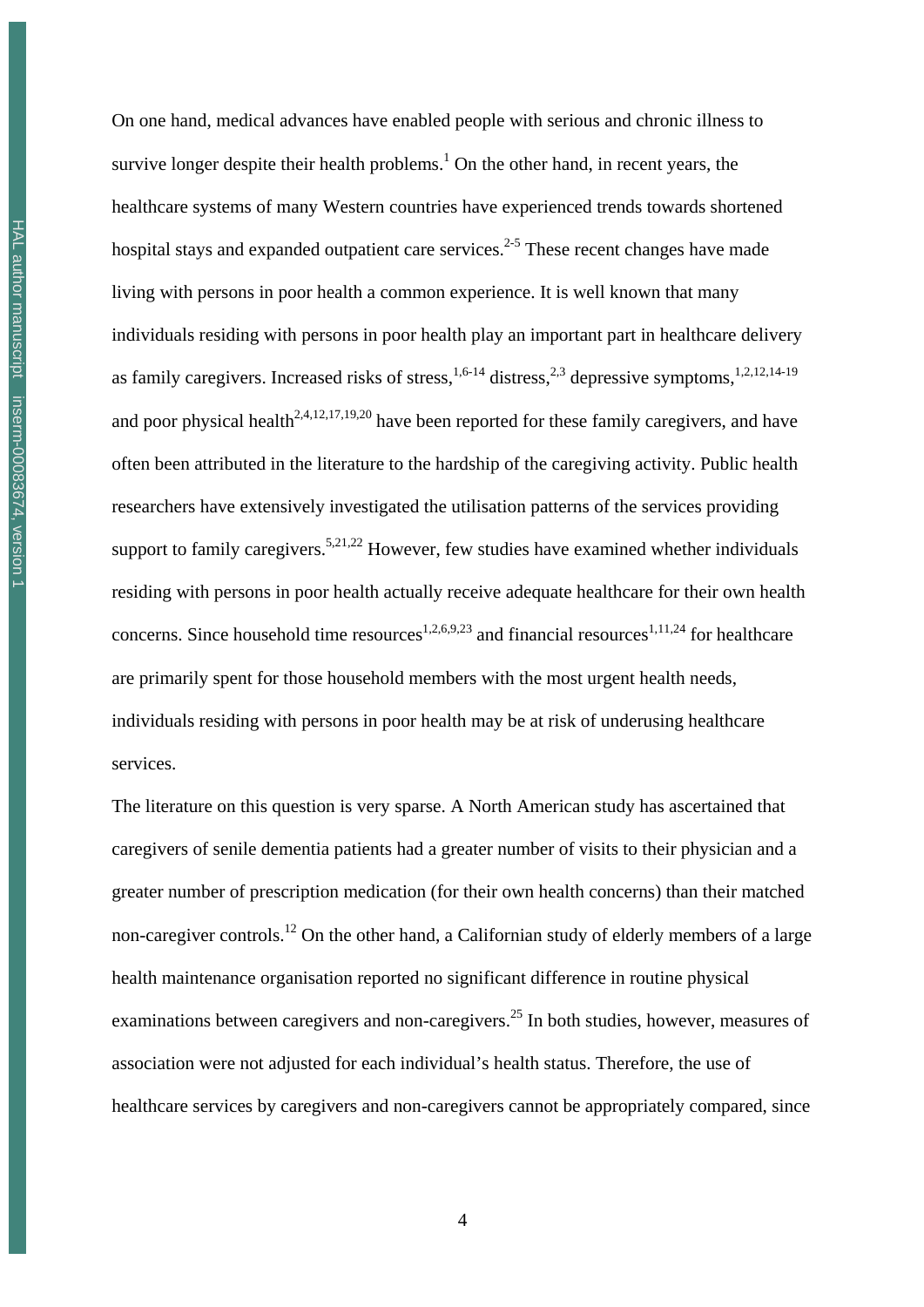On one hand, medical advances have enabled people with serious and chronic illness to survive longer despite their health problems.[1] On the other hand, in recent years, the healthcare systems of many Western countries have experienced trends towards shortened hospital stays and expanded outpatient care services.[2-5] These recent changes have made living with persons in poor health a common experience. It is well known that many individuals residing with persons in poor health play an important part in healthcare delivery as family caregivers. Increased risks of stress,[1,6-14] distress,[2,3] depressive symptoms,[1,2,12,14-19] and poor physical health[2,4,12,17,19,20] have been reported for these family caregivers, and have often been attributed in the literature to the hardship of the caregiving activity. Public health researchers have extensively investigated the utilisation patterns of the services providing support to family caregivers.[5,21,22] However, few studies have examined whether individuals residing with persons in poor health actually receive adequate healthcare for their own health concerns. Since household time resources[1,2,6,9,23] and financial resources[1,11,24] for healthcare are primarily spent for those household members with the most urgent health needs, individuals residing with persons in poor health may be at risk of underusing healthcare services.

The literature on this question is very sparse. A North American study has ascertained that caregivers of senile dementia patients had a greater number of visits to their physician and a greater number of prescription medication (for their own health concerns) than their matched non-caregiver controls.[12] On the other hand, a Californian study of elderly members of a large health maintenance organisation reported no significant difference in routine physical examinations between caregivers and non-caregivers.[25] In both studies, however, measures of association were not adjusted for each individual's health status. Therefore, the use of healthcare services by caregivers and non-caregivers cannot be appropriately compared, since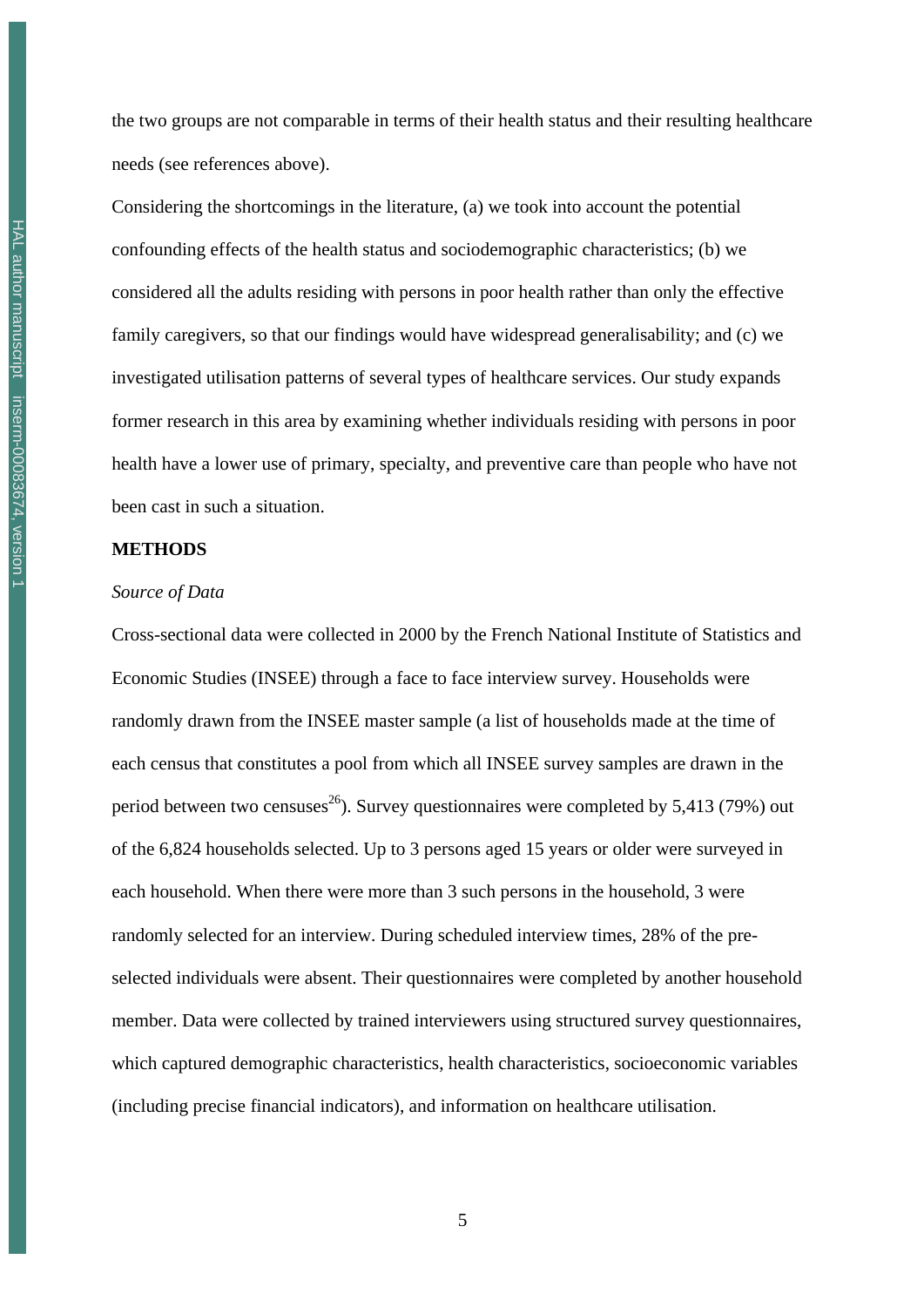the two groups are not comparable in terms of their health status and their resulting healthcare needs (see references above).

Considering the shortcomings in the literature, (a) we took into account the potential confounding effects of the health status and sociodemographic characteristics; (b) we considered all the adults residing with persons in poor health rather than only the effective family caregivers, so that our findings would have widespread generalisability; and (c) we investigated utilisation patterns of several types of healthcare services. Our study expands former research in this area by examining whether individuals residing with persons in poor health have a lower use of primary, specialty, and preventive care than people who have not been cast in such a situation.

## METHODS

### *Source of Data*

Cross-sectional data were collected in 2000 by the French National Institute of Statistics and Economic Studies (INSEE) through a face to face interview survey. Households were randomly drawn from the INSEE master sample (a list of households made at the time of each census that constitutes a pool from which all INSEE survey samples are drawn in the period between two censuses[26]). Survey questionnaires were completed by 5,413 (79%) out of the 6,824 households selected. Up to 3 persons aged 15 years or older were surveyed in each household. When there were more than 3 such persons in the household, 3 were randomly selected for an interview. During scheduled interview times, 28% of the pre-selected individuals were absent. Their questionnaires were completed by another household member. Data were collected by trained interviewers using structured survey questionnaires, which captured demographic characteristics, health characteristics, socioeconomic variables (including precise financial indicators), and information on healthcare utilisation.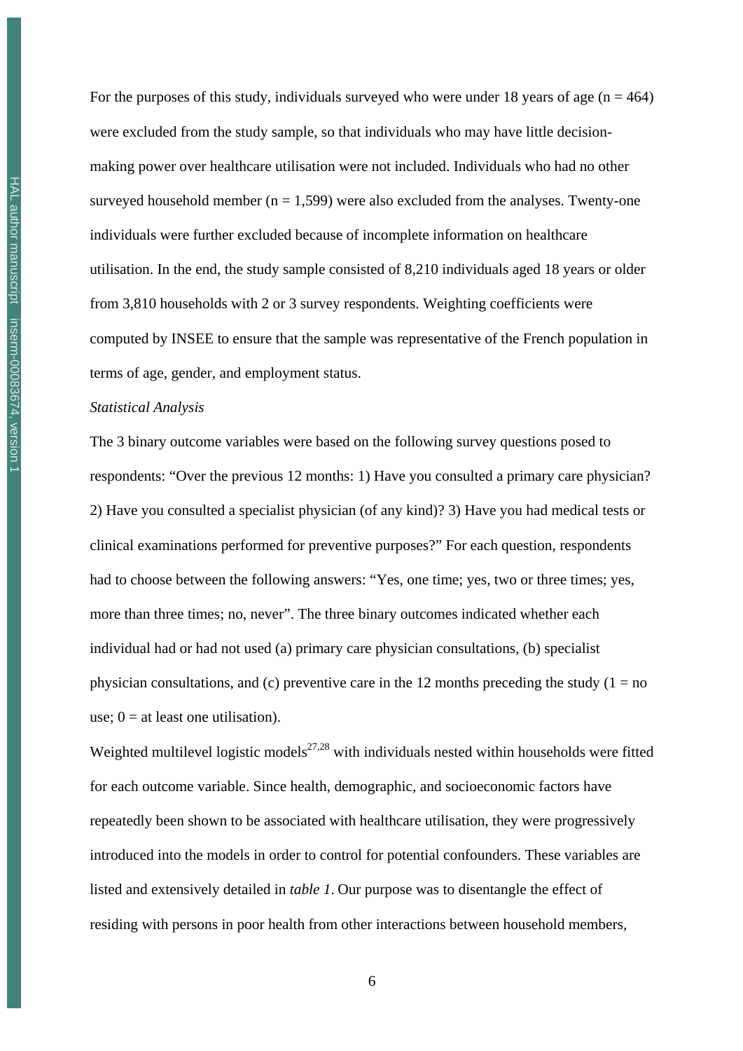For the purposes of this study, individuals surveyed who were under 18 years of age (n = 464) were excluded from the study sample, so that individuals who may have little decision-making power over healthcare utilisation were not included. Individuals who had no other surveyed household member (n = 1,599) were also excluded from the analyses. Twenty-one individuals were further excluded because of incomplete information on healthcare utilisation. In the end, the study sample consisted of 8,210 individuals aged 18 years or older from 3,810 households with 2 or 3 survey respondents. Weighting coefficients were computed by INSEE to ensure that the sample was representative of the French population in terms of age, gender, and employment status.

*Statistical Analysis*

The 3 binary outcome variables were based on the following survey questions posed to respondents: "Over the previous 12 months: 1) Have you consulted a primary care physician? 2) Have you consulted a specialist physician (of any kind)? 3) Have you had medical tests or clinical examinations performed for preventive purposes?" For each question, respondents had to choose between the following answers: "Yes, one time; yes, two or three times; yes, more than three times; no, never". The three binary outcomes indicated whether each individual had or had not used (a) primary care physician consultations, (b) specialist physician consultations, and (c) preventive care in the 12 months preceding the study (1 = no use; 0 = at least one utilisation).

Weighted multilevel logistic models[27,28] with individuals nested within households were fitted for each outcome variable. Since health, demographic, and socioeconomic factors have repeatedly been shown to be associated with healthcare utilisation, they were progressively introduced into the models in order to control for potential confounders. These variables are listed and extensively detailed in *table 1*. Our purpose was to disentangle the effect of residing with persons in poor health from other interactions between household members,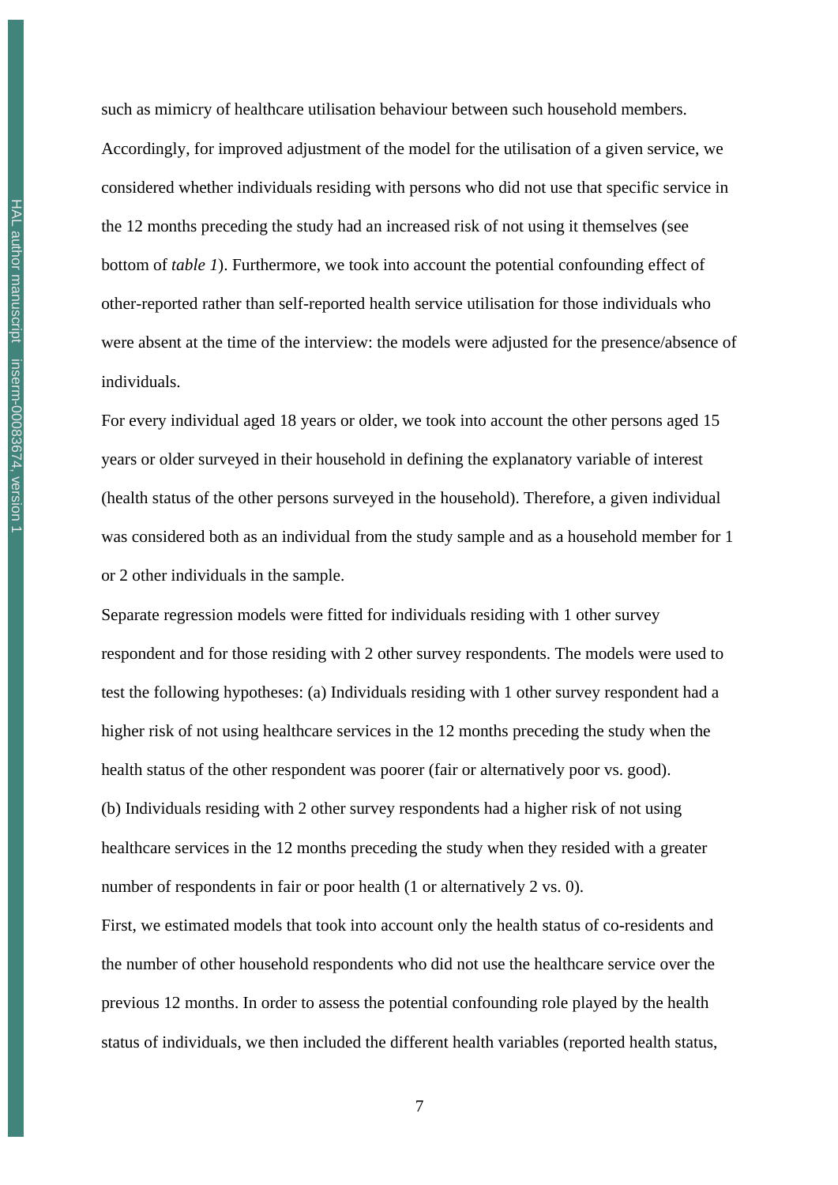such as mimicry of healthcare utilisation behaviour between such household members. Accordingly, for improved adjustment of the model for the utilisation of a given service, we considered whether individuals residing with persons who did not use that specific service in the 12 months preceding the study had an increased risk of not using it themselves (see bottom of *table 1*). Furthermore, we took into account the potential confounding effect of other-reported rather than self-reported health service utilisation for those individuals who were absent at the time of the interview: the models were adjusted for the presence/absence of individuals.

For every individual aged 18 years or older, we took into account the other persons aged 15 years or older surveyed in their household in defining the explanatory variable of interest (health status of the other persons surveyed in the household). Therefore, a given individual was considered both as an individual from the study sample and as a household member for 1 or 2 other individuals in the sample.

Separate regression models were fitted for individuals residing with 1 other survey respondent and for those residing with 2 other survey respondents. The models were used to test the following hypotheses: (a) Individuals residing with 1 other survey respondent had a higher risk of not using healthcare services in the 12 months preceding the study when the health status of the other respondent was poorer (fair or alternatively poor vs. good).

(b) Individuals residing with 2 other survey respondents had a higher risk of not using healthcare services in the 12 months preceding the study when they resided with a greater number of respondents in fair or poor health (1 or alternatively 2 vs. 0).

First, we estimated models that took into account only the health status of co-residents and the number of other household respondents who did not use the healthcare service over the previous 12 months. In order to assess the potential confounding role played by the health status of individuals, we then included the different health variables (reported health status,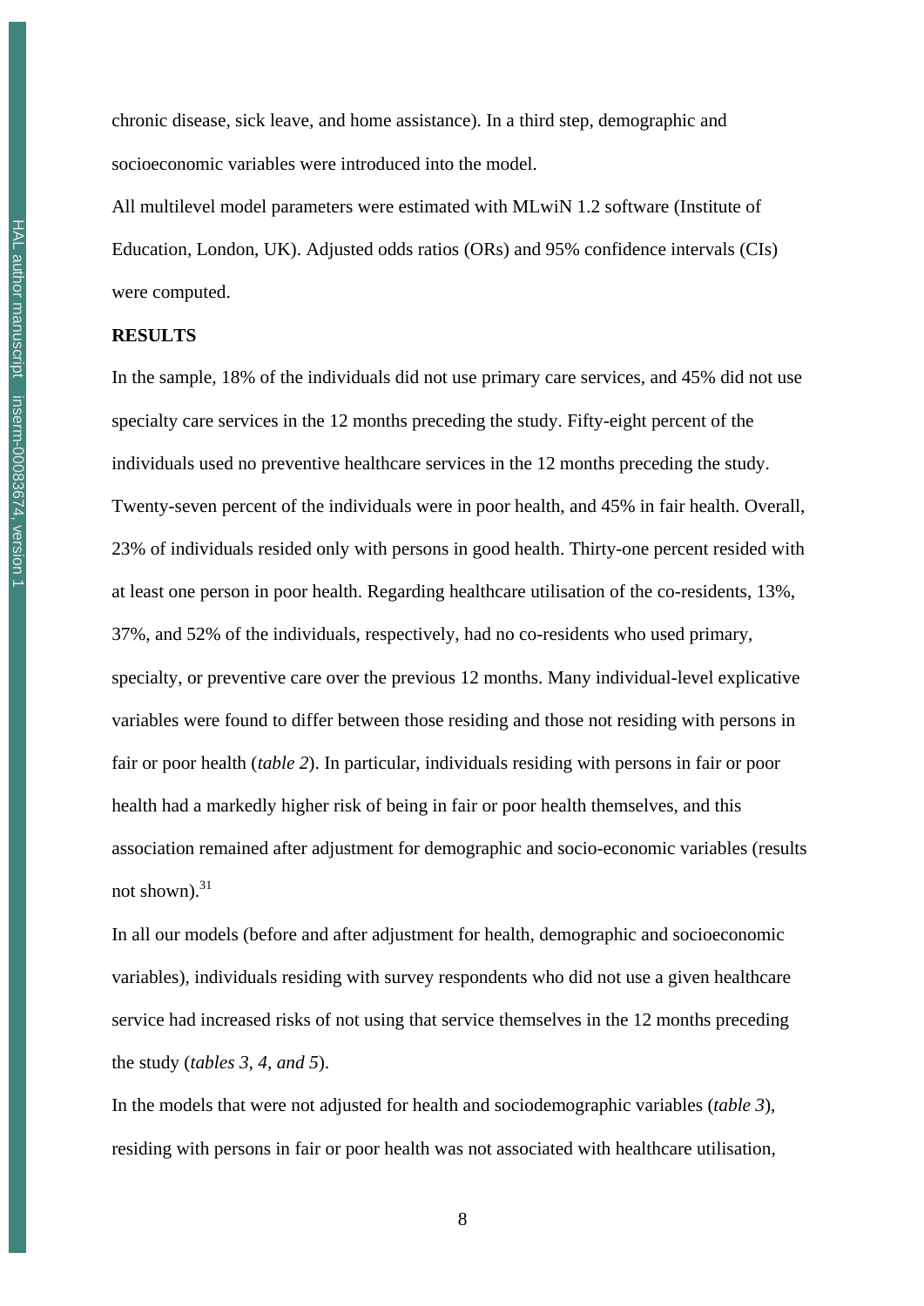chronic disease, sick leave, and home assistance). In a third step, demographic and socioeconomic variables were introduced into the model.

All multilevel model parameters were estimated with MLwiN 1.2 software (Institute of Education, London, UK). Adjusted odds ratios (ORs) and 95% confidence intervals (CIs) were computed.

**RESULTS**

In the sample, 18% of the individuals did not use primary care services, and 45% did not use specialty care services in the 12 months preceding the study. Fifty-eight percent of the individuals used no preventive healthcare services in the 12 months preceding the study. Twenty-seven percent of the individuals were in poor health, and 45% in fair health. Overall, 23% of individuals resided only with persons in good health. Thirty-one percent resided with at least one person in poor health. Regarding healthcare utilisation of the co-residents, 13%, 37%, and 52% of the individuals, respectively, had no co-residents who used primary, specialty, or preventive care over the previous 12 months. Many individual-level explicative variables were found to differ between those residing and those not residing with persons in fair or poor health (*table 2*). In particular, individuals residing with persons in fair or poor health had a markedly higher risk of being in fair or poor health themselves, and this association remained after adjustment for demographic and socio-economic variables (results not shown).[31]

In all our models (before and after adjustment for health, demographic and socioeconomic variables), individuals residing with survey respondents who did not use a given healthcare service had increased risks of not using that service themselves in the 12 months preceding the study (*tables 3, 4, and 5*).

In the models that were not adjusted for health and sociodemographic variables (*table 3*), residing with persons in fair or poor health was not associated with healthcare utilisation,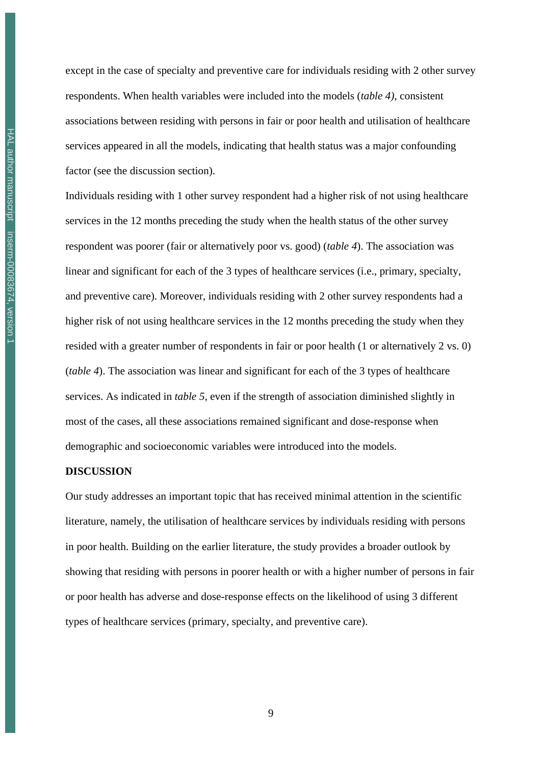except in the case of specialty and preventive care for individuals residing with 2 other survey respondents. When health variables were included into the models (*table 4)*, consistent associations between residing with persons in fair or poor health and utilisation of healthcare services appeared in all the models, indicating that health status was a major confounding factor (see the discussion section).

Individuals residing with 1 other survey respondent had a higher risk of not using healthcare services in the 12 months preceding the study when the health status of the other survey respondent was poorer (fair or alternatively poor vs. good) (*table 4*). The association was linear and significant for each of the 3 types of healthcare services (i.e., primary, specialty, and preventive care). Moreover, individuals residing with 2 other survey respondents had a higher risk of not using healthcare services in the 12 months preceding the study when they resided with a greater number of respondents in fair or poor health (1 or alternatively 2 vs. 0) (*table 4*). The association was linear and significant for each of the 3 types of healthcare services. As indicated in *table 5*, even if the strength of association diminished slightly in most of the cases, all these associations remained significant and dose-response when demographic and socioeconomic variables were introduced into the models.

## DISCUSSION

Our study addresses an important topic that has received minimal attention in the scientific literature, namely, the utilisation of healthcare services by individuals residing with persons in poor health. Building on the earlier literature, the study provides a broader outlook by showing that residing with persons in poorer health or with a higher number of persons in fair or poor health has adverse and dose-response effects on the likelihood of using 3 different types of healthcare services (primary, specialty, and preventive care).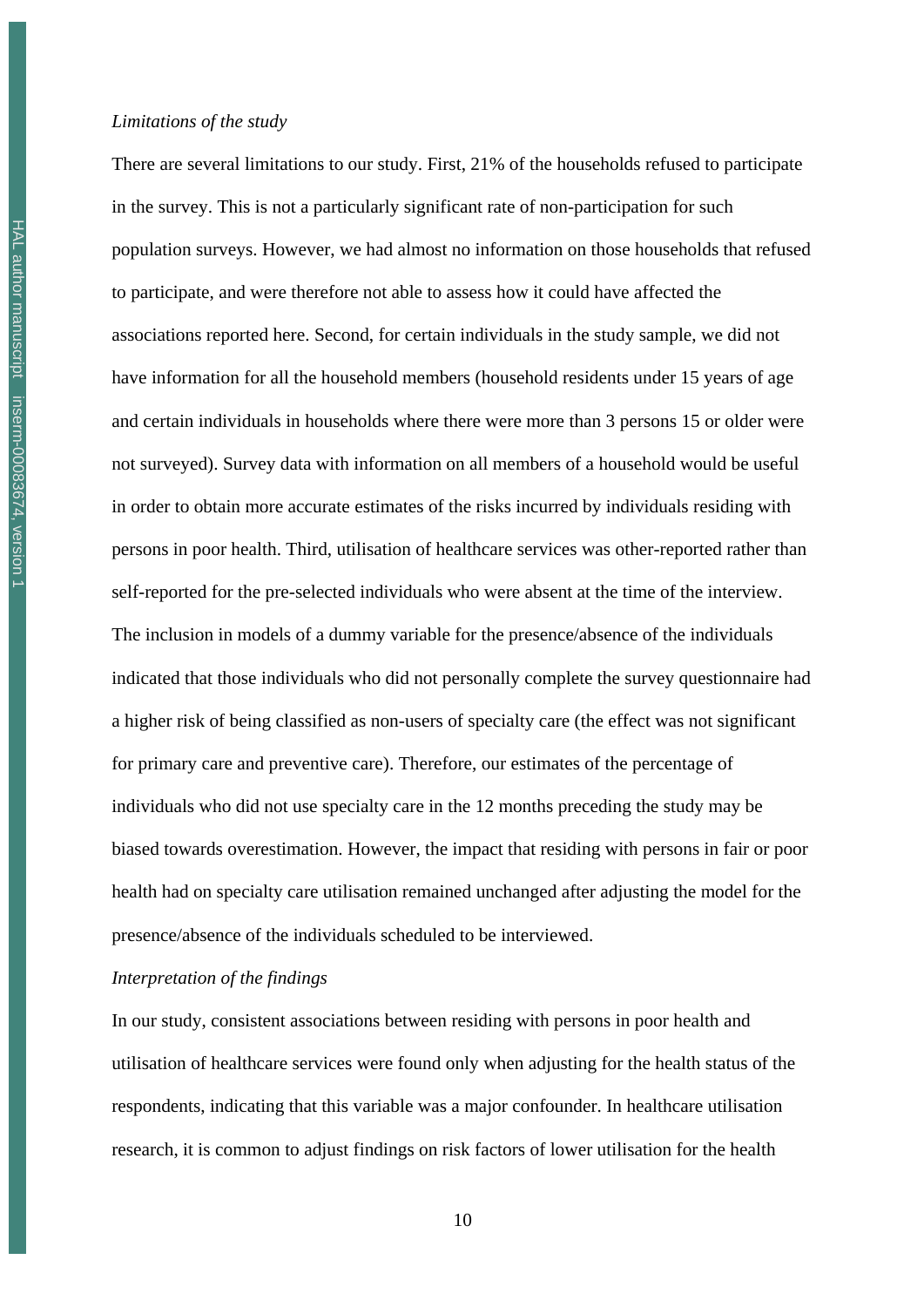*Limitations of the study*

There are several limitations to our study. First, 21% of the households refused to participate in the survey. This is not a particularly significant rate of non-participation for such population surveys. However, we had almost no information on those households that refused to participate, and were therefore not able to assess how it could have affected the associations reported here. Second, for certain individuals in the study sample, we did not have information for all the household members (household residents under 15 years of age and certain individuals in households where there were more than 3 persons 15 or older were not surveyed). Survey data with information on all members of a household would be useful in order to obtain more accurate estimates of the risks incurred by individuals residing with persons in poor health. Third, utilisation of healthcare services was other-reported rather than self-reported for the pre-selected individuals who were absent at the time of the interview. The inclusion in models of a dummy variable for the presence/absence of the individuals indicated that those individuals who did not personally complete the survey questionnaire had a higher risk of being classified as non-users of specialty care (the effect was not significant for primary care and preventive care). Therefore, our estimates of the percentage of individuals who did not use specialty care in the 12 months preceding the study may be biased towards overestimation. However, the impact that residing with persons in fair or poor health had on specialty care utilisation remained unchanged after adjusting the model for the presence/absence of the individuals scheduled to be interviewed.

*Interpretation of the findings*

In our study, consistent associations between residing with persons in poor health and utilisation of healthcare services were found only when adjusting for the health status of the respondents, indicating that this variable was a major confounder. In healthcare utilisation research, it is common to adjust findings on risk factors of lower utilisation for the health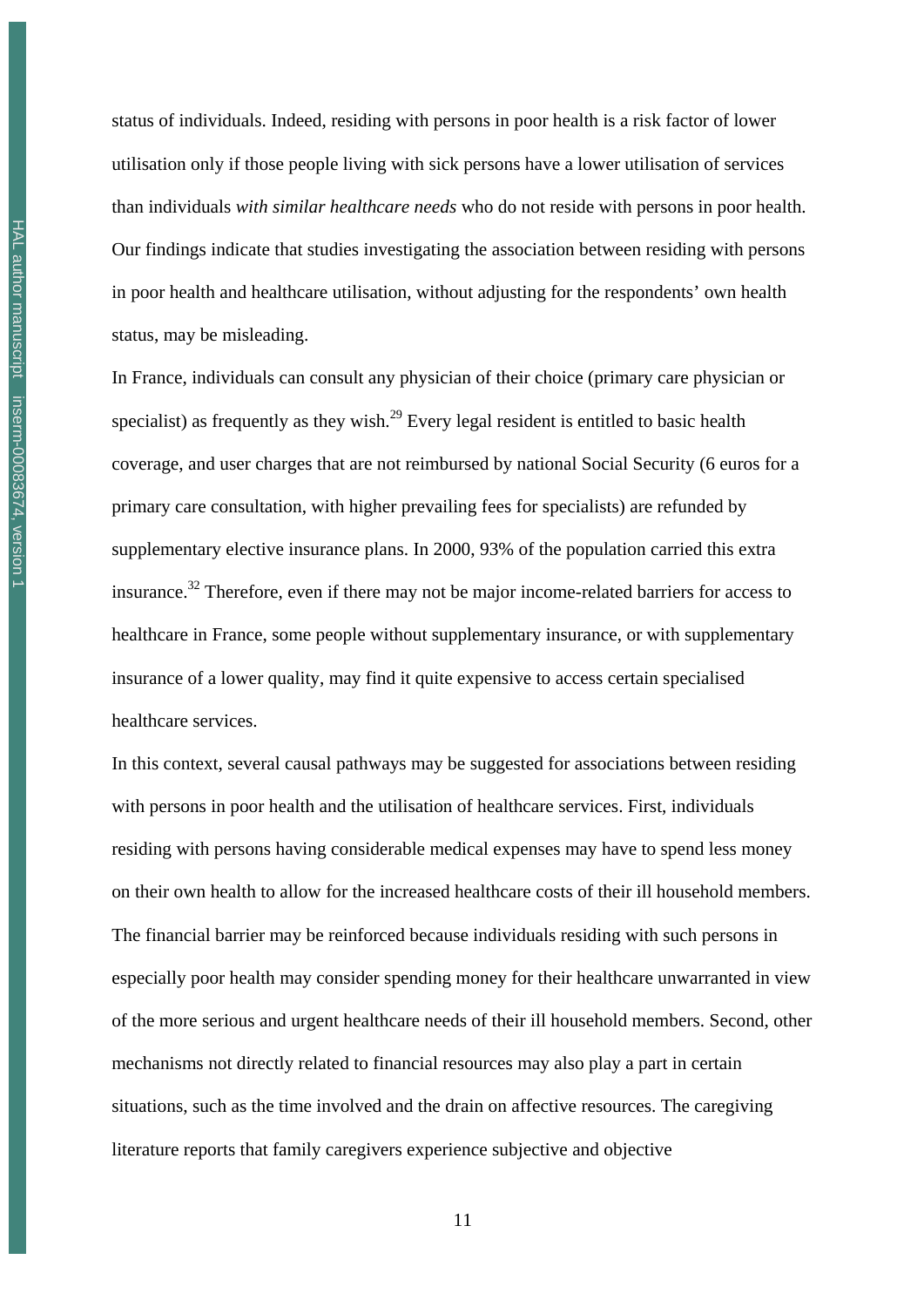status of individuals. Indeed, residing with persons in poor health is a risk factor of lower utilisation only if those people living with sick persons have a lower utilisation of services than individuals *with similar healthcare needs* who do not reside with persons in poor health. Our findings indicate that studies investigating the association between residing with persons in poor health and healthcare utilisation, without adjusting for the respondents' own health status, may be misleading.

In France, individuals can consult any physician of their choice (primary care physician or specialist) as frequently as they wish.[29] Every legal resident is entitled to basic health coverage, and user charges that are not reimbursed by national Social Security (6 euros for a primary care consultation, with higher prevailing fees for specialists) are refunded by supplementary elective insurance plans. In 2000, 93% of the population carried this extra insurance.[32] Therefore, even if there may not be major income-related barriers for access to healthcare in France, some people without supplementary insurance, or with supplementary insurance of a lower quality, may find it quite expensive to access certain specialised healthcare services.

In this context, several causal pathways may be suggested for associations between residing with persons in poor health and the utilisation of healthcare services. First, individuals residing with persons having considerable medical expenses may have to spend less money on their own health to allow for the increased healthcare costs of their ill household members. The financial barrier may be reinforced because individuals residing with such persons in especially poor health may consider spending money for their healthcare unwarranted in view of the more serious and urgent healthcare needs of their ill household members. Second, other mechanisms not directly related to financial resources may also play a part in certain situations, such as the time involved and the drain on affective resources. The caregiving literature reports that family caregivers experience subjective and objective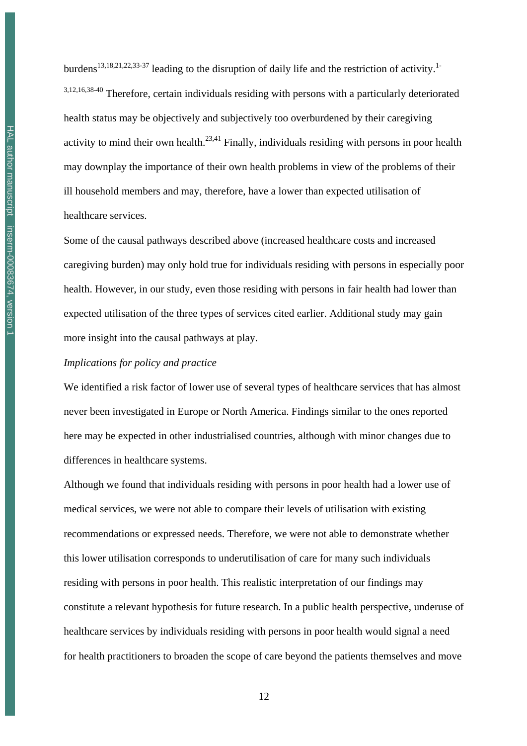burdens[13,18,21,22,33-37] leading to the disruption of daily life and the restriction of activity.[1-3,12,16,38-40] Therefore, certain individuals residing with persons with a particularly deteriorated health status may be objectively and subjectively too overburdened by their caregiving activity to mind their own health.[23,41] Finally, individuals residing with persons in poor health may downplay the importance of their own health problems in view of the problems of their ill household members and may, therefore, have a lower than expected utilisation of healthcare services.

Some of the causal pathways described above (increased healthcare costs and increased caregiving burden) may only hold true for individuals residing with persons in especially poor health. However, in our study, even those residing with persons in fair health had lower than expected utilisation of the three types of services cited earlier. Additional study may gain more insight into the causal pathways at play.

*Implications for policy and practice*

We identified a risk factor of lower use of several types of healthcare services that has almost never been investigated in Europe or North America. Findings similar to the ones reported here may be expected in other industrialised countries, although with minor changes due to differences in healthcare systems.

Although we found that individuals residing with persons in poor health had a lower use of medical services, we were not able to compare their levels of utilisation with existing recommendations or expressed needs. Therefore, we were not able to demonstrate whether this lower utilisation corresponds to underutilisation of care for many such individuals residing with persons in poor health. This realistic interpretation of our findings may constitute a relevant hypothesis for future research. In a public health perspective, underuse of healthcare services by individuals residing with persons in poor health would signal a need for health practitioners to broaden the scope of care beyond the patients themselves and move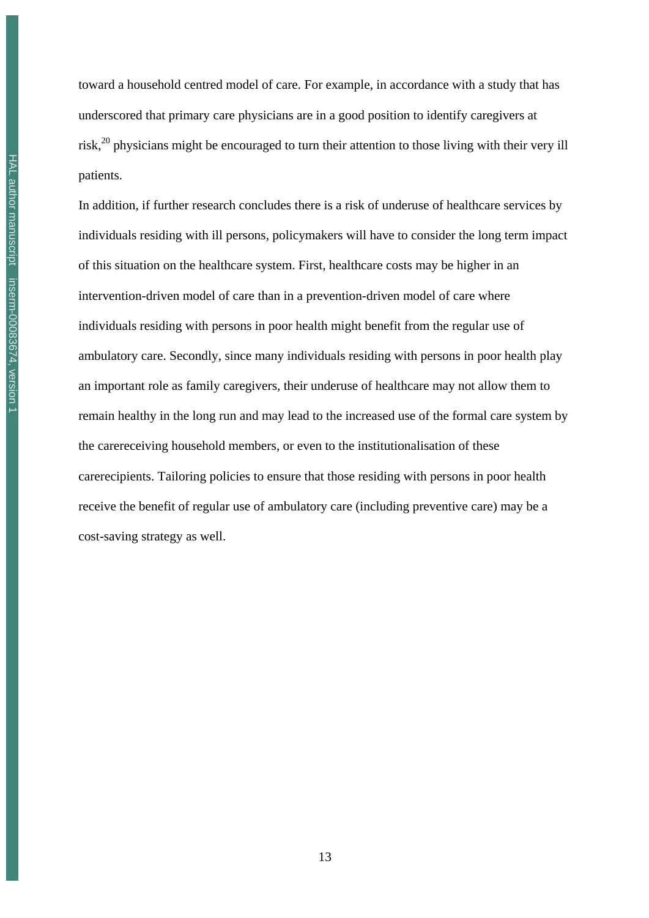toward a household centred model of care. For example, in accordance with a study that has underscored that primary care physicians are in a good position to identify caregivers at risk,[20] physicians might be encouraged to turn their attention to those living with their very ill patients.

In addition, if further research concludes there is a risk of underuse of healthcare services by individuals residing with ill persons, policymakers will have to consider the long term impact of this situation on the healthcare system. First, healthcare costs may be higher in an intervention-driven model of care than in a prevention-driven model of care where individuals residing with persons in poor health might benefit from the regular use of ambulatory care. Secondly, since many individuals residing with persons in poor health play an important role as family caregivers, their underuse of healthcare may not allow them to remain healthy in the long run and may lead to the increased use of the formal care system by the carereceiving household members, or even to the institutionalisation of these carerecipients. Tailoring policies to ensure that those residing with persons in poor health receive the benefit of regular use of ambulatory care (including preventive care) may be a cost-saving strategy as well.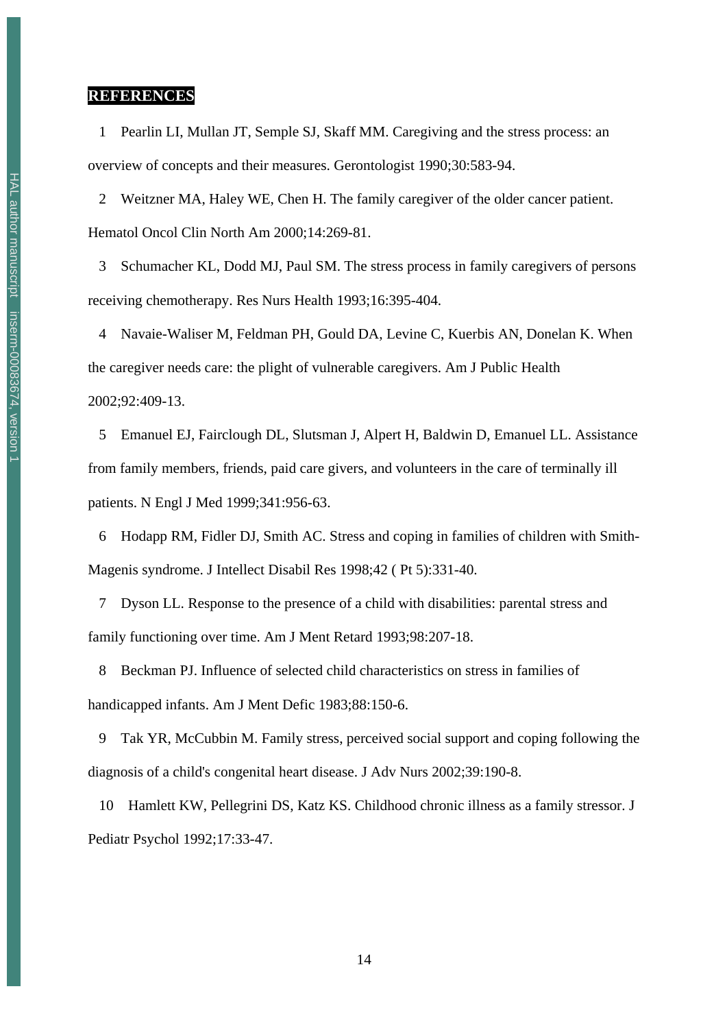## REFERENCES

1 Pearlin LI, Mullan JT, Semple SJ, Skaff MM. Caregiving and the stress process: an overview of concepts and their measures. Gerontologist 1990;30:583-94.

2 Weitzner MA, Haley WE, Chen H. The family caregiver of the older cancer patient. Hematol Oncol Clin North Am 2000;14:269-81.

3 Schumacher KL, Dodd MJ, Paul SM. The stress process in family caregivers of persons receiving chemotherapy. Res Nurs Health 1993;16:395-404.

4 Navaie-Waliser M, Feldman PH, Gould DA, Levine C, Kuerbis AN, Donelan K. When the caregiver needs care: the plight of vulnerable caregivers. Am J Public Health 2002;92:409-13.

5 Emanuel EJ, Fairclough DL, Slutsman J, Alpert H, Baldwin D, Emanuel LL. Assistance from family members, friends, paid care givers, and volunteers in the care of terminally ill patients. N Engl J Med 1999;341:956-63.

6 Hodapp RM, Fidler DJ, Smith AC. Stress and coping in families of children with Smith-Magenis syndrome. J Intellect Disabil Res 1998;42 ( Pt 5):331-40.

7 Dyson LL. Response to the presence of a child with disabilities: parental stress and family functioning over time. Am J Ment Retard 1993;98:207-18.

8 Beckman PJ. Influence of selected child characteristics on stress in families of handicapped infants. Am J Ment Defic 1983;88:150-6.

9 Tak YR, McCubbin M. Family stress, perceived social support and coping following the diagnosis of a child's congenital heart disease. J Adv Nurs 2002;39:190-8.

10 Hamlett KW, Pellegrini DS, Katz KS. Childhood chronic illness as a family stressor. J Pediatr Psychol 1992;17:33-47.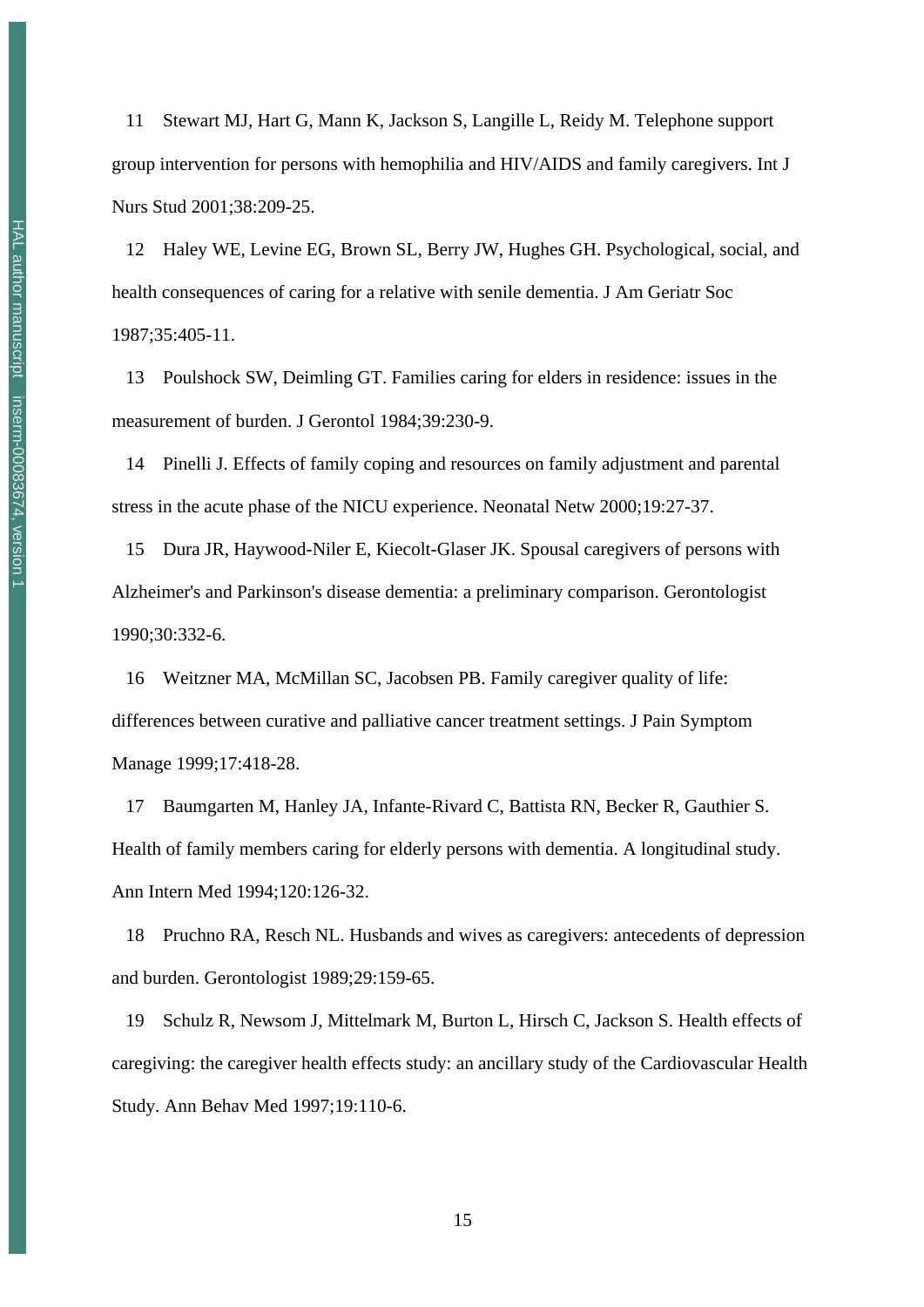11 Stewart MJ, Hart G, Mann K, Jackson S, Langille L, Reidy M. Telephone support group intervention for persons with hemophilia and HIV/AIDS and family caregivers. Int J Nurs Stud 2001;38:209-25.

12 Haley WE, Levine EG, Brown SL, Berry JW, Hughes GH. Psychological, social, and health consequences of caring for a relative with senile dementia. J Am Geriatr Soc 1987;35:405-11.

13 Poulshock SW, Deimling GT. Families caring for elders in residence: issues in the measurement of burden. J Gerontol 1984;39:230-9.

14 Pinelli J. Effects of family coping and resources on family adjustment and parental stress in the acute phase of the NICU experience. Neonatal Netw 2000;19:27-37.

15 Dura JR, Haywood-Niler E, Kiecolt-Glaser JK. Spousal caregivers of persons with Alzheimer's and Parkinson's disease dementia: a preliminary comparison. Gerontologist 1990;30:332-6.

16 Weitzner MA, McMillan SC, Jacobsen PB. Family caregiver quality of life: differences between curative and palliative cancer treatment settings. J Pain Symptom Manage 1999;17:418-28.

17 Baumgarten M, Hanley JA, Infante-Rivard C, Battista RN, Becker R, Gauthier S. Health of family members caring for elderly persons with dementia. A longitudinal study. Ann Intern Med 1994;120:126-32.

18 Pruchno RA, Resch NL. Husbands and wives as caregivers: antecedents of depression and burden. Gerontologist 1989;29:159-65.

19 Schulz R, Newsom J, Mittelmark M, Burton L, Hirsch C, Jackson S. Health effects of caregiving: the caregiver health effects study: an ancillary study of the Cardiovascular Health Study. Ann Behav Med 1997;19:110-6.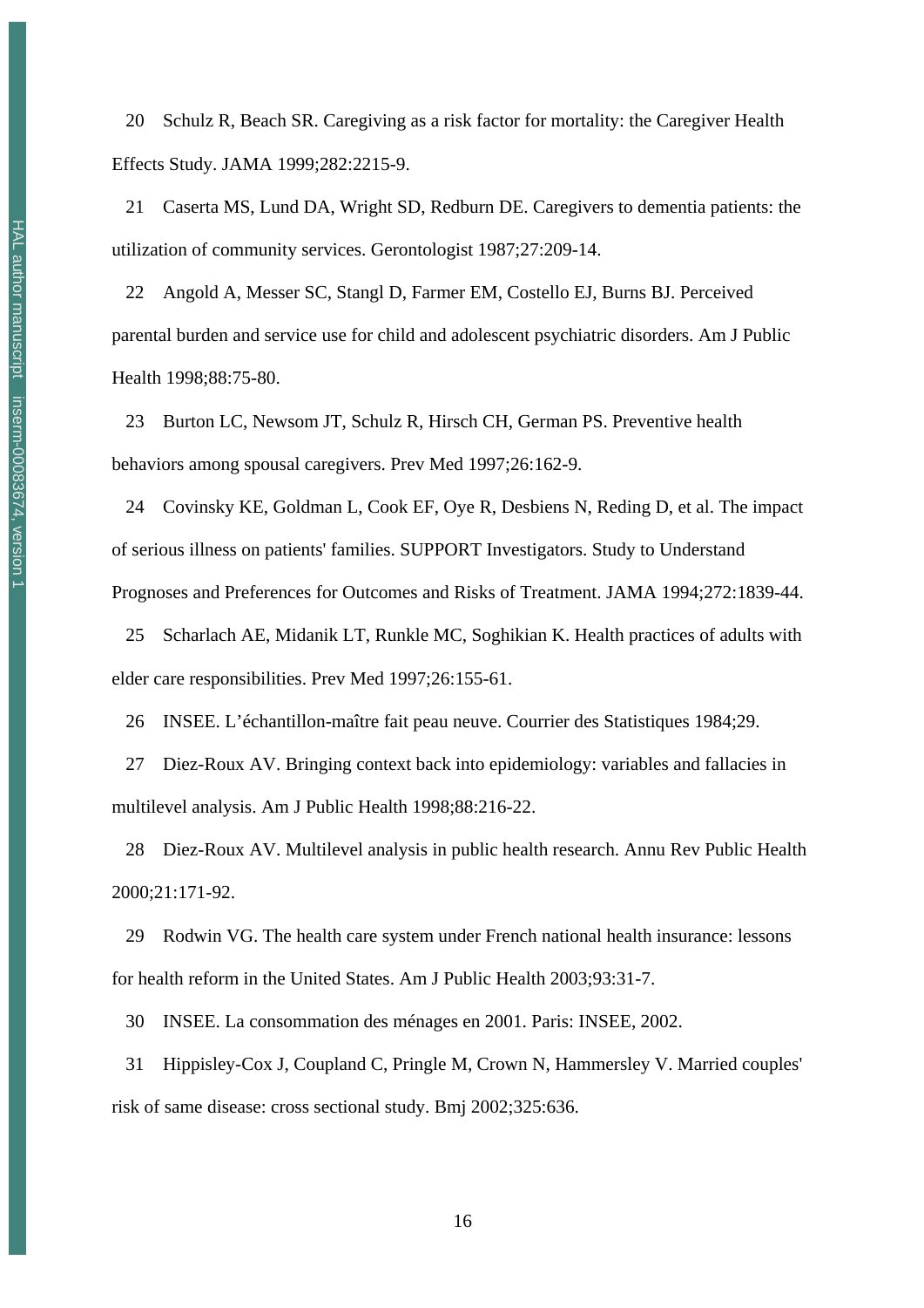20 Schulz R, Beach SR. Caregiving as a risk factor for mortality: the Caregiver Health Effects Study. JAMA 1999;282:2215-9.

21 Caserta MS, Lund DA, Wright SD, Redburn DE. Caregivers to dementia patients: the utilization of community services. Gerontologist 1987;27:209-14.

22 Angold A, Messer SC, Stangl D, Farmer EM, Costello EJ, Burns BJ. Perceived parental burden and service use for child and adolescent psychiatric disorders. Am J Public Health 1998;88:75-80.

23 Burton LC, Newsom JT, Schulz R, Hirsch CH, German PS. Preventive health behaviors among spousal caregivers. Prev Med 1997;26:162-9.

24 Covinsky KE, Goldman L, Cook EF, Oye R, Desbiens N, Reding D, et al. The impact of serious illness on patients' families. SUPPORT Investigators. Study to Understand Prognoses and Preferences for Outcomes and Risks of Treatment. JAMA 1994;272:1839-44.

25 Scharlach AE, Midanik LT, Runkle MC, Soghikian K. Health practices of adults with elder care responsibilities. Prev Med 1997;26:155-61.

26 INSEE. L'échantillon-maître fait peau neuve. Courrier des Statistiques 1984;29.

27 Diez-Roux AV. Bringing context back into epidemiology: variables and fallacies in multilevel analysis. Am J Public Health 1998;88:216-22.

28 Diez-Roux AV. Multilevel analysis in public health research. Annu Rev Public Health 2000;21:171-92.

29 Rodwin VG. The health care system under French national health insurance: lessons for health reform in the United States. Am J Public Health 2003;93:31-7.

30 INSEE. La consommation des ménages en 2001. Paris: INSEE, 2002.

31 Hippisley-Cox J, Coupland C, Pringle M, Crown N, Hammersley V. Married couples' risk of same disease: cross sectional study. Bmj 2002;325:636.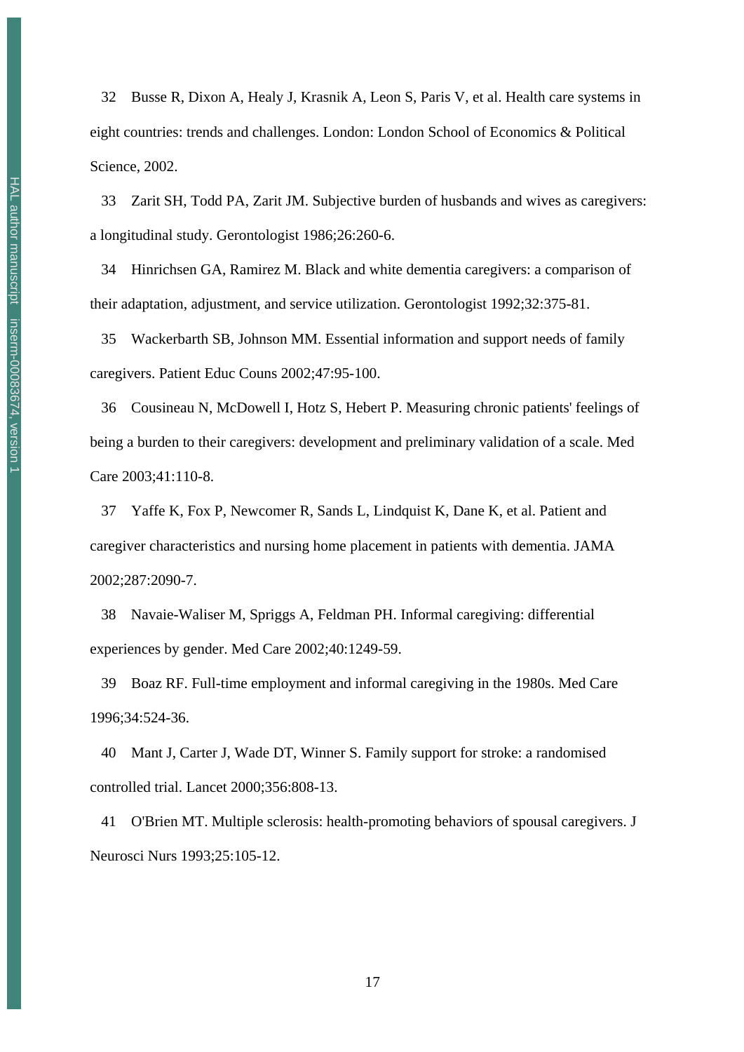32 Busse R, Dixon A, Healy J, Krasnik A, Leon S, Paris V, et al. Health care systems in eight countries: trends and challenges. London: London School of Economics & Political Science, 2002.

33 Zarit SH, Todd PA, Zarit JM. Subjective burden of husbands and wives as caregivers: a longitudinal study. Gerontologist 1986;26:260-6.

34 Hinrichsen GA, Ramirez M. Black and white dementia caregivers: a comparison of their adaptation, adjustment, and service utilization. Gerontologist 1992;32:375-81.

35 Wackerbarth SB, Johnson MM. Essential information and support needs of family caregivers. Patient Educ Couns 2002;47:95-100.

36 Cousineau N, McDowell I, Hotz S, Hebert P. Measuring chronic patients' feelings of being a burden to their caregivers: development and preliminary validation of a scale. Med Care 2003;41:110-8.

37 Yaffe K, Fox P, Newcomer R, Sands L, Lindquist K, Dane K, et al. Patient and caregiver characteristics and nursing home placement in patients with dementia. JAMA 2002;287:2090-7.

38 Navaie-Waliser M, Spriggs A, Feldman PH. Informal caregiving: differential experiences by gender. Med Care 2002;40:1249-59.

39 Boaz RF. Full-time employment and informal caregiving in the 1980s. Med Care 1996;34:524-36.

40 Mant J, Carter J, Wade DT, Winner S. Family support for stroke: a randomised controlled trial. Lancet 2000;356:808-13.

41 O'Brien MT. Multiple sclerosis: health-promoting behaviors of spousal caregivers. J Neurosci Nurs 1993;25:105-12.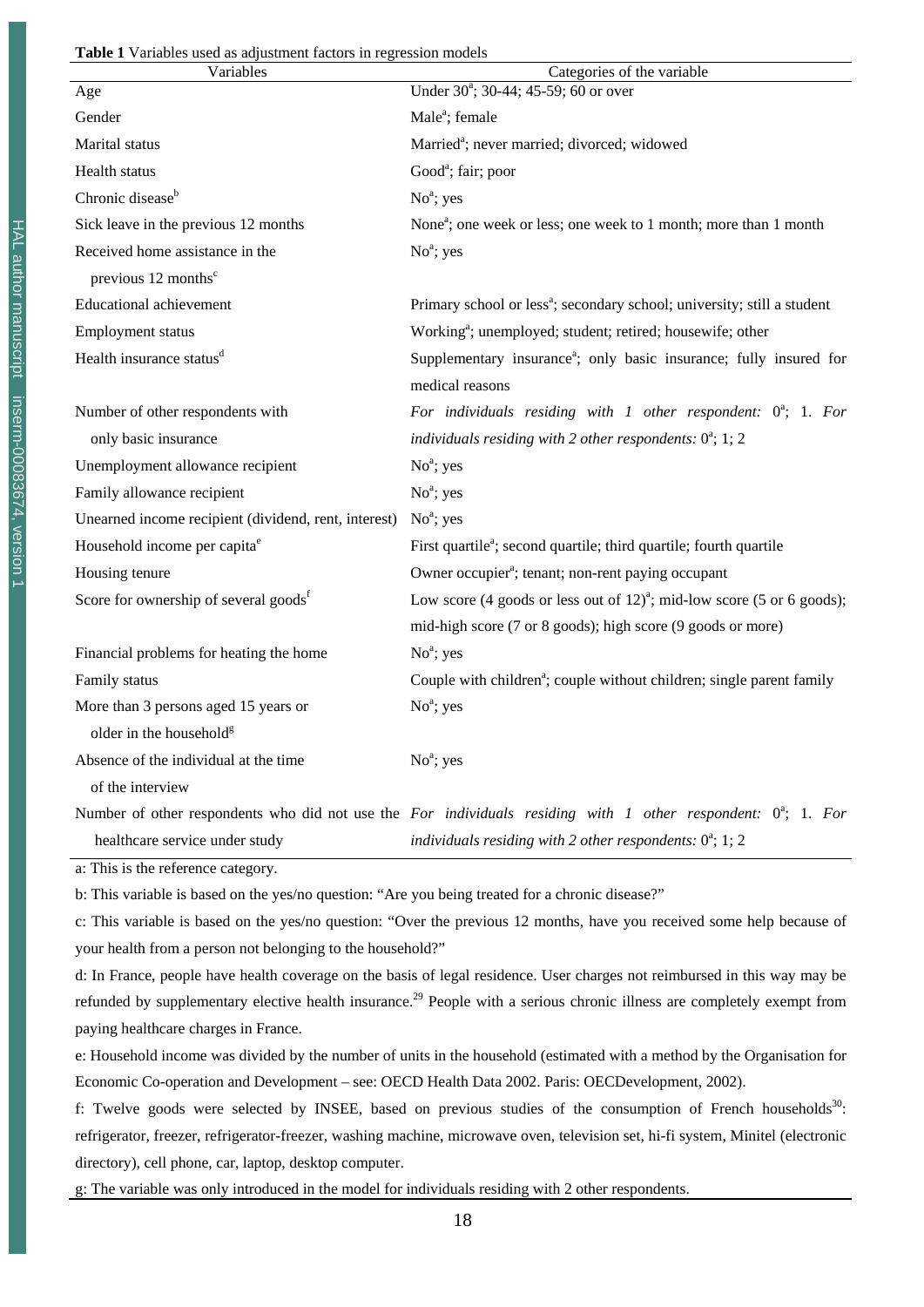**Table 1** Variables used as adjustment factors in regression models

| Variables | Categories of the variable |
|---|---|
| Age | Under 30[a]; 30-44; 45-59; 60 or over |
| Gender | Male[a]; female |
| Marital status | Married[a]; never married; divorced; widowed |
| Health status | Good[a]; fair; poor |
| Chronic disease[b] | No[a]; yes |
| Sick leave in the previous 12 months | None[a]; one week or less; one week to 1 month; more than 1 month |
| Received home assistance in the previous 12 months[c] | No[a]; yes |
| Educational achievement | Primary school or less[a]; secondary school; university; still a student |
| Employment status | Working[a]; unemployed; student; retired; housewife; other |
| Health insurance status[d] | Supplementary insurance[a]; only basic insurance; fully insured for medical reasons |
| Number of other respondents with only basic insurance | *For individuals residing with 1 other respondent:* 0[a]; 1. *For individuals residing with 2 other respondents:* 0[a]; 1; 2 |
| Unemployment allowance recipient | No[a]; yes |
| Family allowance recipient | No[a]; yes |
| Unearned income recipient (dividend, rent, interest) | No[a]; yes |
| Household income per capita[e] | First quartile[a]; second quartile; third quartile; fourth quartile |
| Housing tenure | Owner occupier[a]; tenant; non-rent paying occupant |
| Score for ownership of several goods[f] | Low score (4 goods or less out of 12)[a]; mid-low score (5 or 6 goods); mid-high score (7 or 8 goods); high score (9 goods or more) |
| Financial problems for heating the home | No[a]; yes |
| Family status | Couple with children[a]; couple without children; single parent family |
| More than 3 persons aged 15 years or older in the household[g] | No[a]; yes |
| Absence of the individual at the time of the interview | No[a]; yes |
| Number of other respondents who did not use the healthcare service under study | *For individuals residing with 1 other respondent:* 0[a]; 1. *For individuals residing with 2 other respondents:* 0[a]; 1; 2 |

a: This is the reference category.

b: This variable is based on the yes/no question: "Are you being treated for a chronic disease?"

c: This variable is based on the yes/no question: "Over the previous 12 months, have you received some help because of your health from a person not belonging to the household?"

d: In France, people have health coverage on the basis of legal residence. User charges not reimbursed in this way may be refunded by supplementary elective health insurance.[29] People with a serious chronic illness are completely exempt from paying healthcare charges in France.

e: Household income was divided by the number of units in the household (estimated with a method by the Organisation for Economic Co-operation and Development – see: OECD Health Data 2002. Paris: OECDevelopment, 2002).

f: Twelve goods were selected by INSEE, based on previous studies of the consumption of French households[30]: refrigerator, freezer, refrigerator-freezer, washing machine, microwave oven, television set, hi-fi system, Minitel (electronic directory), cell phone, car, laptop, desktop computer.

g: The variable was only introduced in the model for individuals residing with 2 other respondents.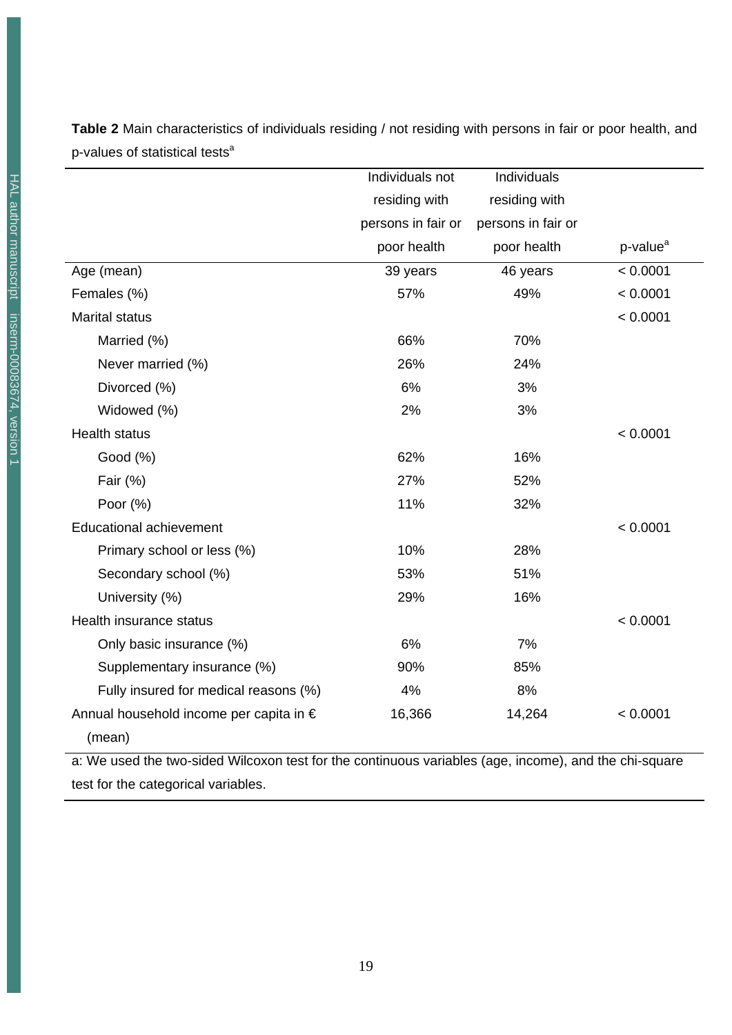**Table 2** Main characteristics of individuals residing / not residing with persons in fair or poor health, and p-values of statistical tests[a]

| | Individuals not residing with persons in fair or poor health | Individuals residing with persons in fair or poor health | p-value[a] |
|---|---|---|---|
| Age (mean) | 39 years | 46 years | < 0.0001 |
| Females (%) | 57% | 49% | < 0.0001 |
| Marital status | | | < 0.0001 |
| Married (%) | 66% | 70% | |
| Never married (%) | 26% | 24% | |
| Divorced (%) | 6% | 3% | |
| Widowed (%) | 2% | 3% | |
| Health status | | | < 0.0001 |
| Good (%) | 62% | 16% | |
| Fair (%) | 27% | 52% | |
| Poor (%) | 11% | 32% | |
| Educational achievement | | | < 0.0001 |
| Primary school or less (%) | 10% | 28% | |
| Secondary school (%) | 53% | 51% | |
| University (%) | 29% | 16% | |
| Health insurance status | | | < 0.0001 |
| Only basic insurance (%) | 6% | 7% | |
| Supplementary insurance (%) | 90% | 85% | |
| Fully insured for medical reasons (%) | 4% | 8% | |
| Annual household income per capita in € (mean) | 16,366 | 14,264 | < 0.0001 |

a: We used the two-sided Wilcoxon test for the continuous variables (age, income), and the chi-square test for the categorical variables.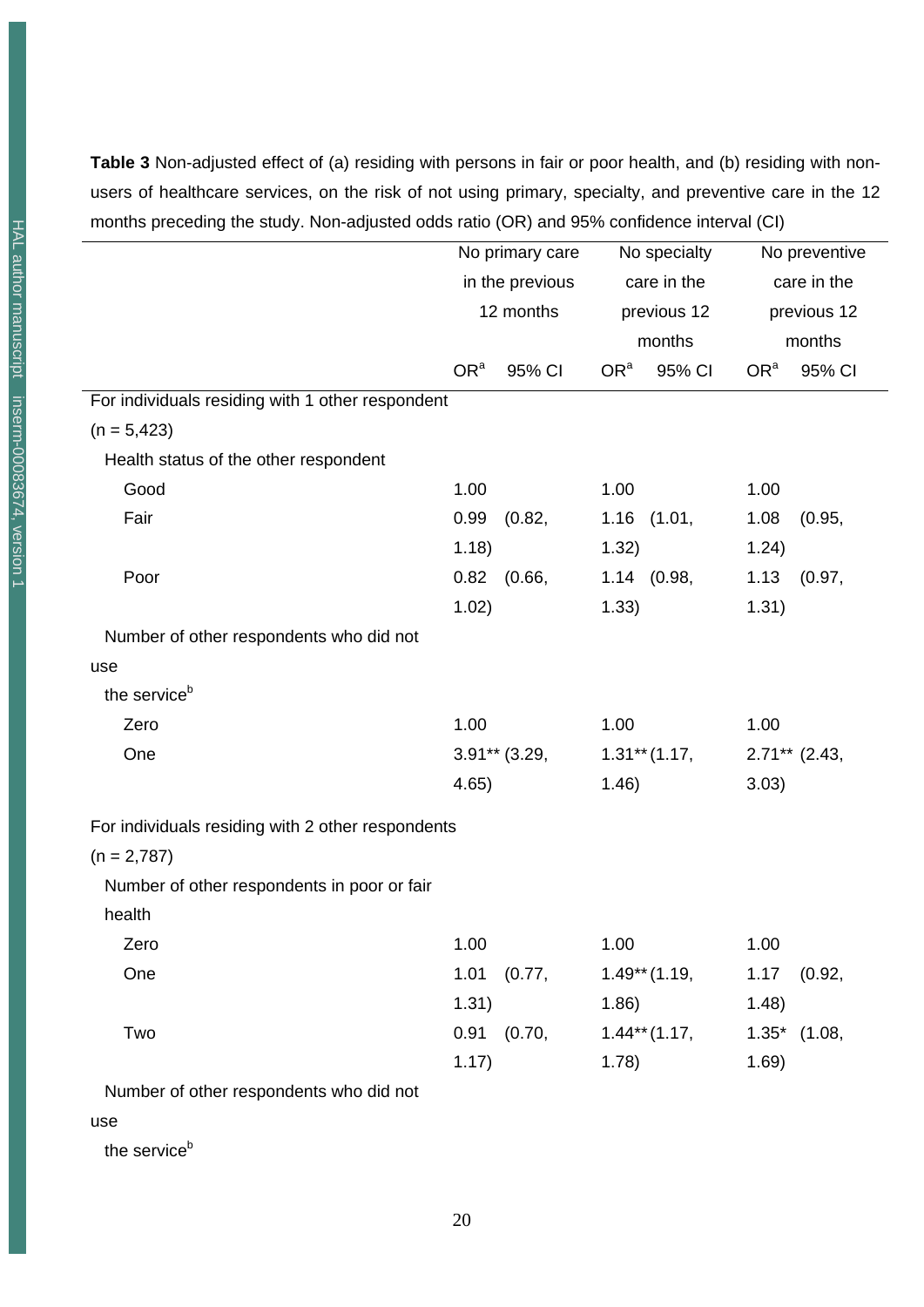**Table 3** Non-adjusted effect of (a) residing with persons in fair or poor health, and (b) residing with non-users of healthcare services, on the risk of not using primary, specialty, and preventive care in the 12 months preceding the study. Non-adjusted odds ratio (OR) and 95% confidence interval (CI)

| | No primary care in the previous 12 months | | No specialty care in the previous 12 months | | No preventive care in the previous 12 months | |
|---|---|---|---|---|---|---|
| | OR[a] | 95% CI | OR[a] | 95% CI | OR[a] | 95% CI |
| For individuals residing with 1 other respondent (n = 5,423) | | | | | | |
| Health status of the other respondent | | | | | | |
| Good | 1.00 | | 1.00 | | 1.00 | |
| Fair | 0.99 | (0.82, 1.18) | 1.16 | (1.01, 1.32) | 1.08 | (0.95, 1.24) |
| Poor | 0.82 | (0.66, 1.02) | 1.14 | (0.98, 1.33) | 1.13 | (0.97, 1.31) |
| Number of other respondents who did not use the service[b] | | | | | | |
| Zero | 1.00 | | 1.00 | | 1.00 | |
| One | 3.91** | (3.29, 4.65) | 1.31** | (1.17, 1.46) | 2.71** | (2.43, 3.03) |
| For individuals residing with 2 other respondents (n = 2,787) | | | | | | |
| Number of other respondents in poor or fair health | | | | | | |
| Zero | 1.00 | | 1.00 | | 1.00 | |
| One | 1.01 | (0.77, 1.31) | 1.49** | (1.19, 1.86) | 1.17 | (0.92, 1.48) |
| Two | 0.91 | (0.70, 1.17) | 1.44** | (1.17, 1.78) | 1.35* | (1.08, 1.69) |
| Number of other respondents who did not use the service[b] | | | | | | |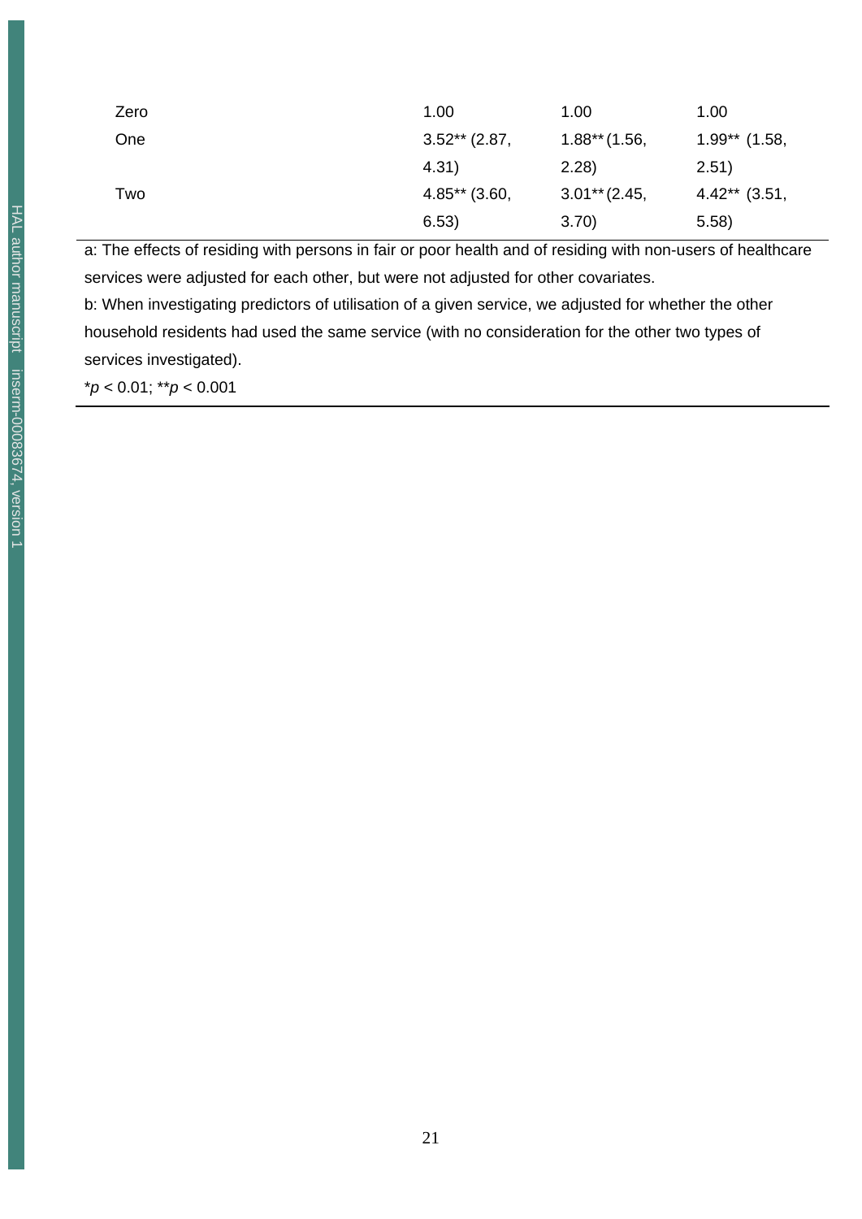| | | | |
|---|---|---|---|
| Zero | 1.00 | 1.00 | 1.00 |
| One | 3.52** (2.87, 4.31) | 1.88** (1.56, 2.28) | 1.99** (1.58, 2.51) |
| Two | 4.85** (3.60, 6.53) | 3.01** (2.45, 3.70) | 4.42** (3.51, 5.58) |

a: The effects of residing with persons in fair or poor health and of residing with non-users of healthcare services were adjusted for each other, but were not adjusted for other covariates.

b: When investigating predictors of utilisation of a given service, we adjusted for whether the other household residents had used the same service (with no consideration for the other two types of services investigated).

*$p < 0.01$; **$p < 0.001$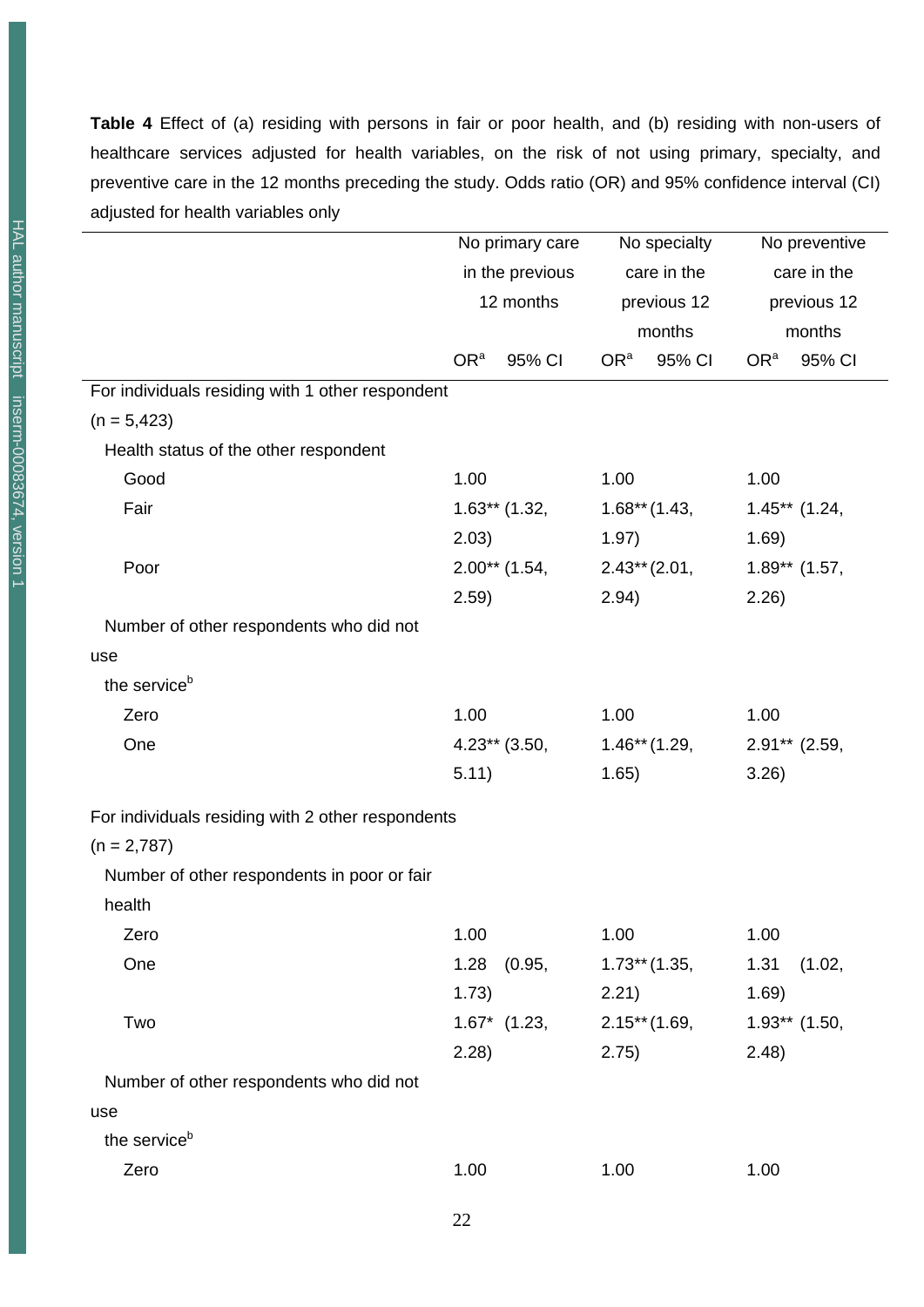**Table 4** Effect of (a) residing with persons in fair or poor health, and (b) residing with non-users of healthcare services adjusted for health variables, on the risk of not using primary, specialty, and preventive care in the 12 months preceding the study. Odds ratio (OR) and 95% confidence interval (CI) adjusted for health variables only

| | No primary care in the previous 12 months | | No specialty care in the previous 12 months | | No preventive care in the previous 12 months | |
|---|---|---|---|---|---|---|
| | OR[a] | 95% CI | OR[a] | 95% CI | OR[a] | 95% CI |
| For individuals residing with 1 other respondent (n = 5,423) | | | | | | |
| Health status of the other respondent | | | | | | |
| Good | 1.00 | | 1.00 | | 1.00 | |
| Fair | 1.63** | (1.32, 2.03) | 1.68** | (1.43, 1.97) | 1.45** | (1.24, 1.69) |
| Poor | 2.00** | (1.54, 2.59) | 2.43** | (2.01, 2.94) | 1.89** | (1.57, 2.26) |
| Number of other respondents who did not use the service[b] | | | | | | |
| Zero | 1.00 | | 1.00 | | 1.00 | |
| One | 4.23** | (3.50, 5.11) | 1.46** | (1.29, 1.65) | 2.91** | (2.59, 3.26) |
| For individuals residing with 2 other respondents (n = 2,787) | | | | | | |
| Number of other respondents in poor or fair health | | | | | | |
| Zero | 1.00 | | 1.00 | | 1.00 | |
| One | 1.28 | (0.95, 1.73) | 1.73** | (1.35, 2.21) | 1.31 | (1.02, 1.69) |
| Two | 1.67* | (1.23, 2.28) | 2.15** | (1.69, 2.75) | 1.93** | (1.50, 2.48) |
| Number of other respondents who did not use the service[b] | | | | | | |
| Zero | 1.00 | | 1.00 | | 1.00 | |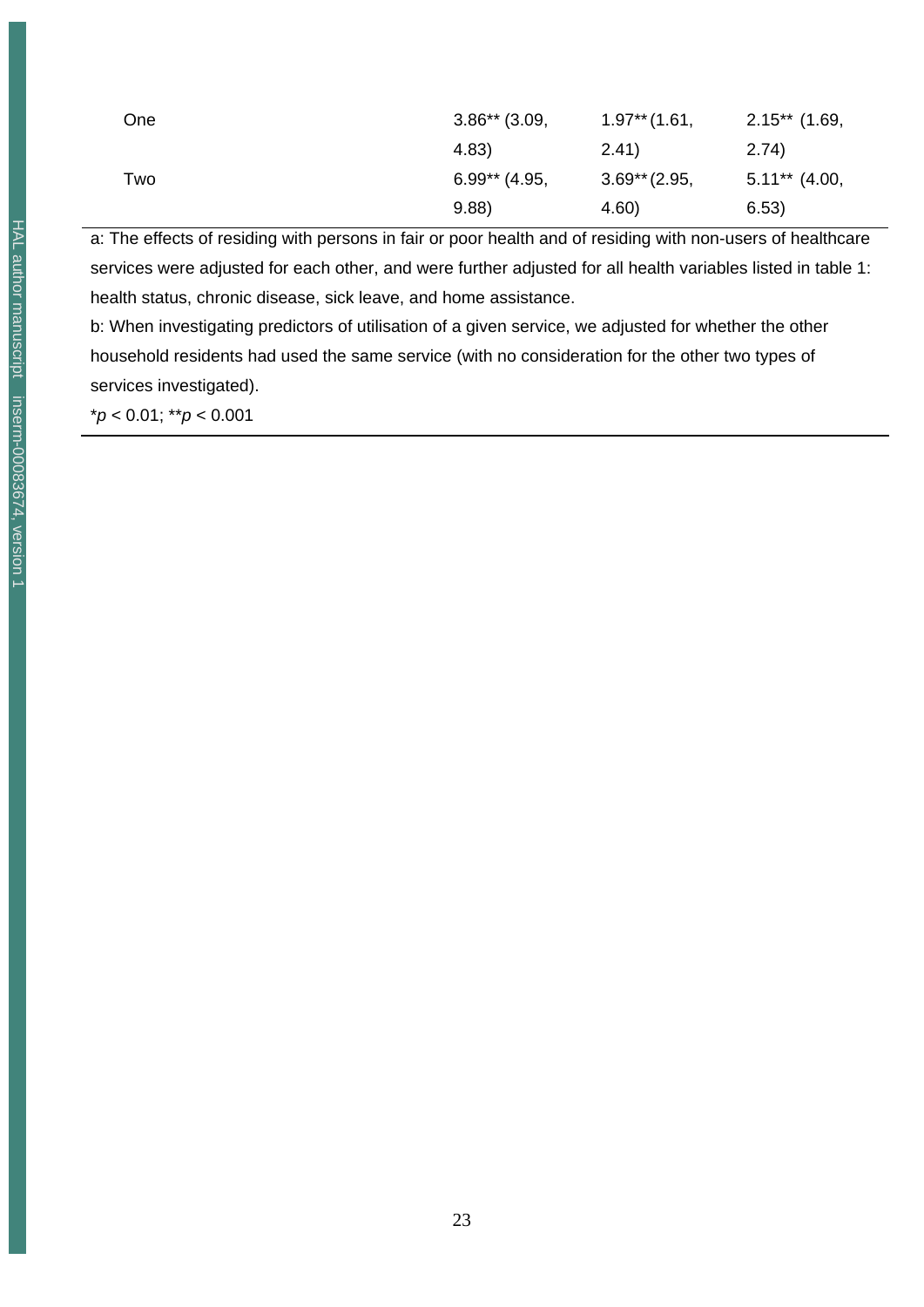| | | | |
|---|---|---|---|
| One | 3.86** (3.09, 4.83) | 1.97** (1.61, 2.41) | 2.15** (1.69, 2.74) |
| Two | 6.99** (4.95, 9.88) | 3.69** (2.95, 4.60) | 5.11** (4.00, 6.53) |

a: The effects of residing with persons in fair or poor health and of residing with non-users of healthcare services were adjusted for each other, and were further adjusted for all health variables listed in table 1: health status, chronic disease, sick leave, and home assistance.

b: When investigating predictors of utilisation of a given service, we adjusted for whether the other household residents had used the same service (with no consideration for the other two types of services investigated).

*$p < 0.01$; **$p < 0.001$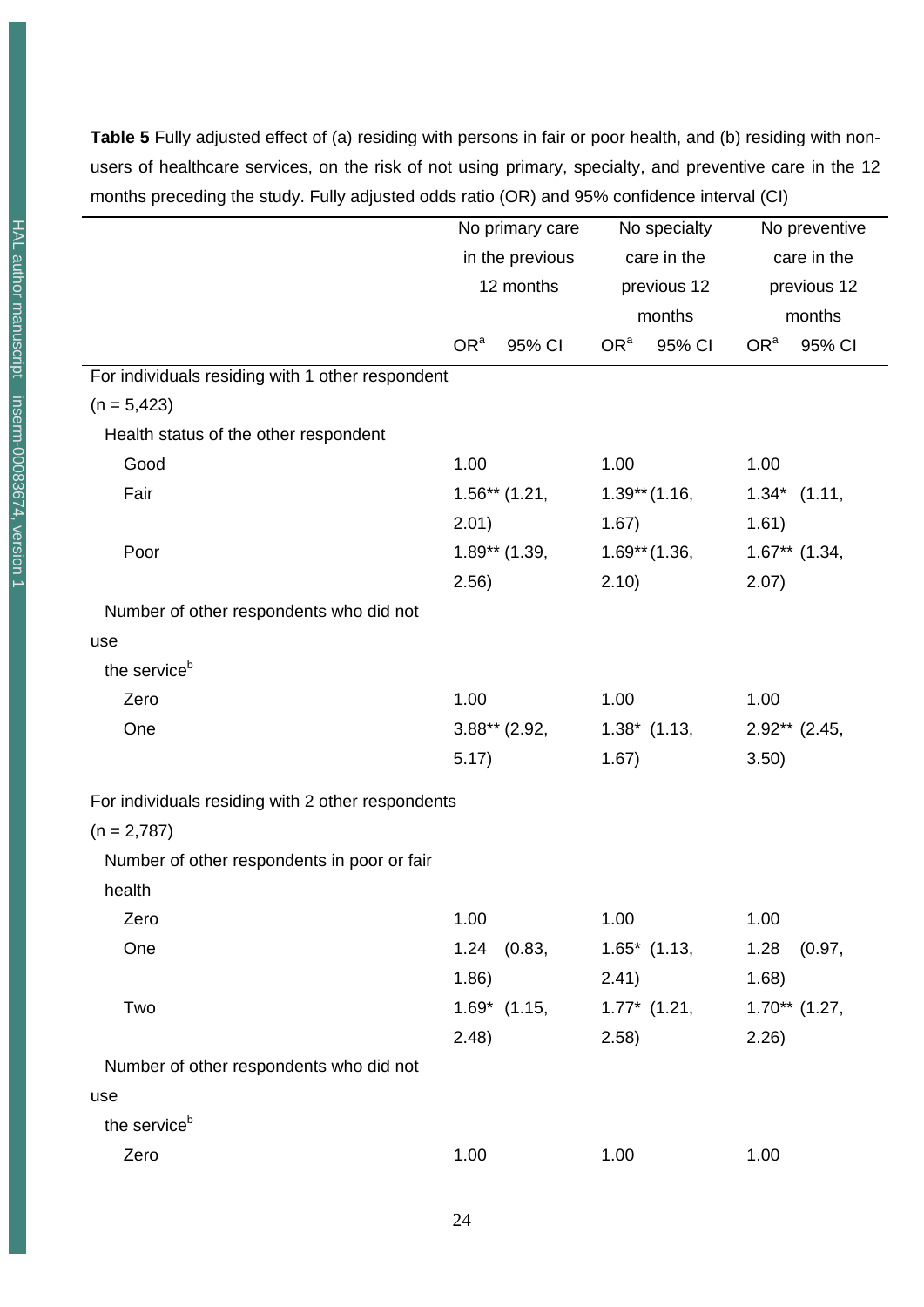**Table 5** Fully adjusted effect of (a) residing with persons in fair or poor health, and (b) residing with non-users of healthcare services, on the risk of not using primary, specialty, and preventive care in the 12 months preceding the study. Fully adjusted odds ratio (OR) and 95% confidence interval (CI)

| | No primary care in the previous 12 months | | No specialty care in the previous 12 months | | No preventive care in the previous 12 months | |
|---|---|---|---|---|---|---|
| | OR[a] | 95% CI | OR[a] | 95% CI | OR[a] | 95% CI |
| For individuals residing with 1 other respondent (n = 5,423) | | | | | | |
| Health status of the other respondent | | | | | | |
| Good | 1.00 | | 1.00 | | 1.00 | |
| Fair | 1.56** | (1.21, 2.01) | 1.39** | (1.16, 1.67) | 1.34* | (1.11, 1.61) |
| Poor | 1.89** | (1.39, 2.56) | 1.69** | (1.36, 2.10) | 1.67** | (1.34, 2.07) |
| Number of other respondents who did not use the service[b] | | | | | | |
| Zero | 1.00 | | 1.00 | | 1.00 | |
| One | 3.88** | (2.92, 5.17) | 1.38* | (1.13, 1.67) | 2.92** | (2.45, 3.50) |
| For individuals residing with 2 other respondents (n = 2,787) | | | | | | |
| Number of other respondents in poor or fair health | | | | | | |
| Zero | 1.00 | | 1.00 | | 1.00 | |
| One | 1.24 | (0.83, 1.86) | 1.65* | (1.13, 2.41) | 1.28 | (0.97, 1.68) |
| Two | 1.69* | (1.15, 2.48) | 1.77* | (1.21, 2.58) | 1.70** | (1.27, 2.26) |
| Number of other respondents who did not use the service[b] | | | | | | |
| Zero | 1.00 | | 1.00 | | 1.00 | |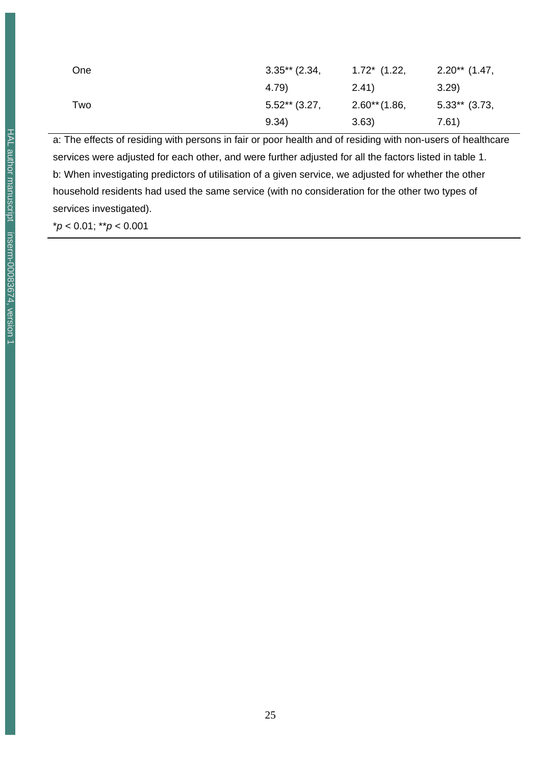| | | | |
|---|---|---|---|
| One | 3.35** (2.34, 4.79) | 1.72* (1.22, 2.41) | 2.20** (1.47, 3.29) |
| Two | 5.52** (3.27, 9.34) | 2.60** (1.86, 3.63) | 5.33** (3.73, 7.61) |

a: The effects of residing with persons in fair or poor health and of residing with non-users of healthcare services were adjusted for each other, and were further adjusted for all the factors listed in table 1.

b: When investigating predictors of utilisation of a given service, we adjusted for whether the other household residents had used the same service (with no consideration for the other two types of services investigated).

*$p < 0.01$; **$p < 0.001$